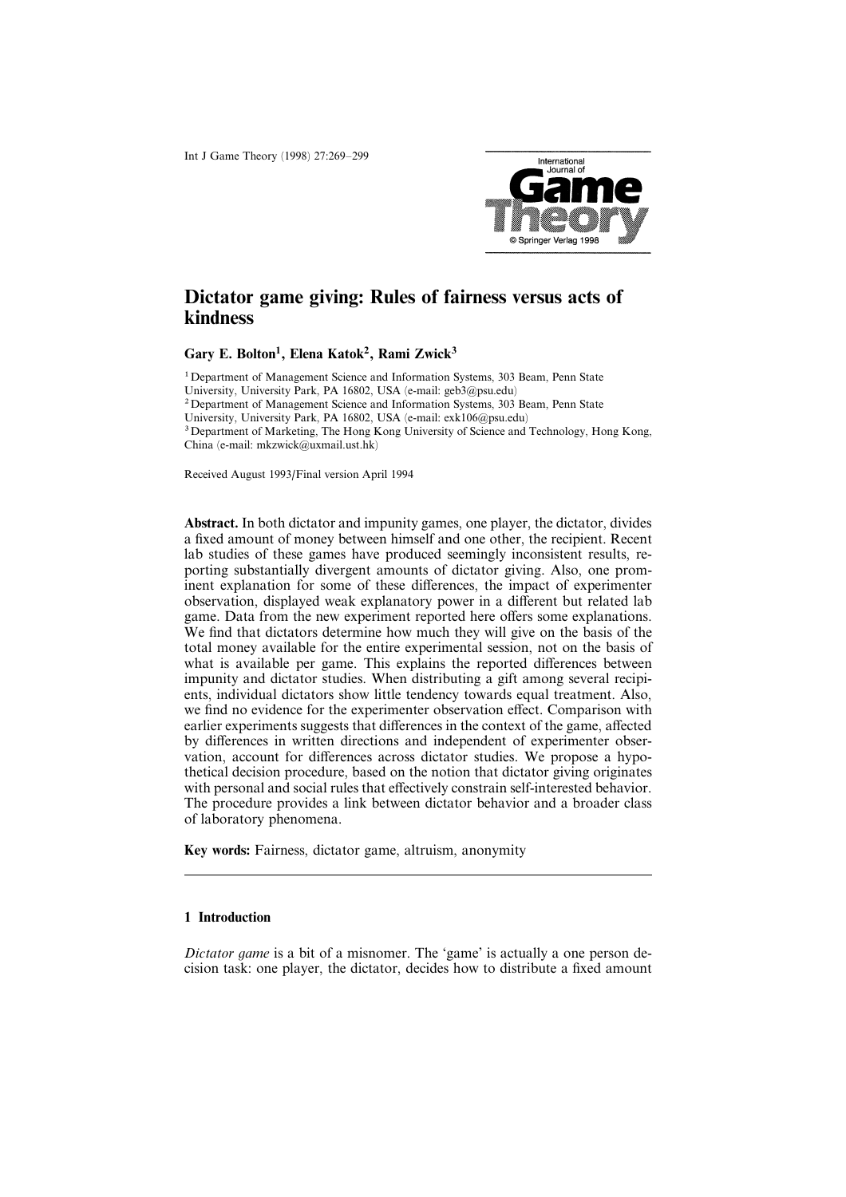# Dictator game giving: Rules of fairness versus acts of kindness

**Gary E. Bolton[1], Elena Katok[2], Rami Zwick[3]**

[1] Department of Management Science and Information Systems, 303 Beam, Penn State University, University Park, PA 16802, USA (e-mail: geb3@psu.edu)

[2] Department of Management Science and Information Systems, 303 Beam, Penn State University, University Park, PA 16802, USA (e-mail: exk106@psu.edu)

[3] Department of Marketing, The Hong Kong University of Science and Technology, Hong Kong, China (e-mail: mkzwick@uxmail.ust.hk)

Received August 1993/Final version April 1994

**Abstract.** In both dictator and impunity games, one player, the dictator, divides a fixed amount of money between himself and one other, the recipient. Recent lab studies of these games have produced seemingly inconsistent results, reporting substantially divergent amounts of dictator giving. Also, one prominent explanation for some of these differences, the impact of experimenter observation, displayed weak explanatory power in a different but related lab game. Data from the new experiment reported here offers some explanations. We find that dictators determine how much they will give on the basis of the total money available for the entire experimental session, not on the basis of what is available per game. This explains the reported differences between impunity and dictator studies. When distributing a gift among several recipients, individual dictators show little tendency towards equal treatment. Also, we find no evidence for the experimenter observation effect. Comparison with earlier experiments suggests that differences in the context of the game, affected by differences in written directions and independent of experimenter observation, account for differences across dictator studies. We propose a hypothetical decision procedure, based on the notion that dictator giving originates with personal and social rules that effectively constrain self-interested behavior. The procedure provides a link between dictator behavior and a broader class of laboratory phenomena.

**Key words:** Fairness, dictator game, altruism, anonymity

## 1 Introduction

*Dictator game* is a bit of a misnomer. The 'game' is actually a one person decision task: one player, the dictator, decides how to distribute a fixed amount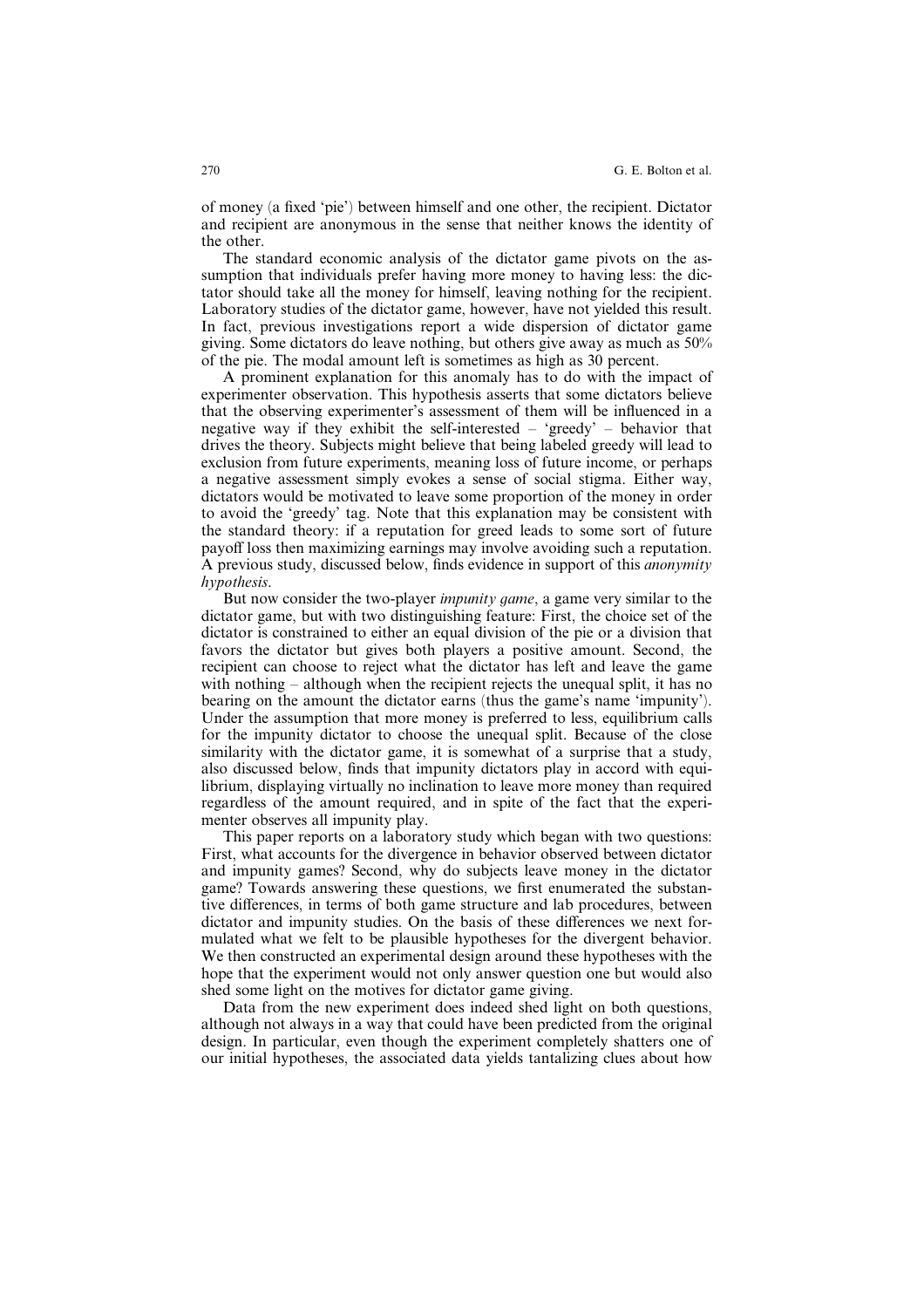of money (a fixed 'pie') between himself and one other, the recipient. Dictator and recipient are anonymous in the sense that neither knows the identity of the other.

The standard economic analysis of the dictator game pivots on the assumption that individuals prefer having more money to having less: the dictator should take all the money for himself, leaving nothing for the recipient. Laboratory studies of the dictator game, however, have not yielded this result. In fact, previous investigations report a wide dispersion of dictator game giving. Some dictators do leave nothing, but others give away as much as 50% of the pie. The modal amount left is sometimes as high as 30 percent.

A prominent explanation for this anomaly has to do with the impact of experimenter observation. This hypothesis asserts that some dictators believe that the observing experimenter's assessment of them will be influenced in a negative way if they exhibit the self-interested – 'greedy' – behavior that drives the theory. Subjects might believe that being labeled greedy will lead to exclusion from future experiments, meaning loss of future income, or perhaps a negative assessment simply evokes a sense of social stigma. Either way, dictators would be motivated to leave some proportion of the money in order to avoid the 'greedy' tag. Note that this explanation may be consistent with the standard theory: if a reputation for greed leads to some sort of future payoff loss then maximizing earnings may involve avoiding such a reputation. A previous study, discussed below, finds evidence in support of this *anonymity hypothesis*.

But now consider the two-player *impunity game*, a game very similar to the dictator game, but with two distinguishing feature: First, the choice set of the dictator is constrained to either an equal division of the pie or a division that favors the dictator but gives both players a positive amount. Second, the recipient can choose to reject what the dictator has left and leave the game with nothing – although when the recipient rejects the unequal split, it has no bearing on the amount the dictator earns (thus the game's name 'impunity'). Under the assumption that more money is preferred to less, equilibrium calls for the impunity dictator to choose the unequal split. Because of the close similarity with the dictator game, it is somewhat of a surprise that a study, also discussed below, finds that impunity dictators play in accord with equilibrium, displaying virtually no inclination to leave more money than required regardless of the amount required, and in spite of the fact that the experimenter observes all impunity play.

This paper reports on a laboratory study which began with two questions: First, what accounts for the divergence in behavior observed between dictator and impunity games? Second, why do subjects leave money in the dictator game? Towards answering these questions, we first enumerated the substantive differences, in terms of both game structure and lab procedures, between dictator and impunity studies. On the basis of these differences we next formulated what we felt to be plausible hypotheses for the divergent behavior. We then constructed an experimental design around these hypotheses with the hope that the experiment would not only answer question one but would also shed some light on the motives for dictator game giving.

Data from the new experiment does indeed shed light on both questions, although not always in a way that could have been predicted from the original design. In particular, even though the experiment completely shatters one of our initial hypotheses, the associated data yields tantalizing clues about how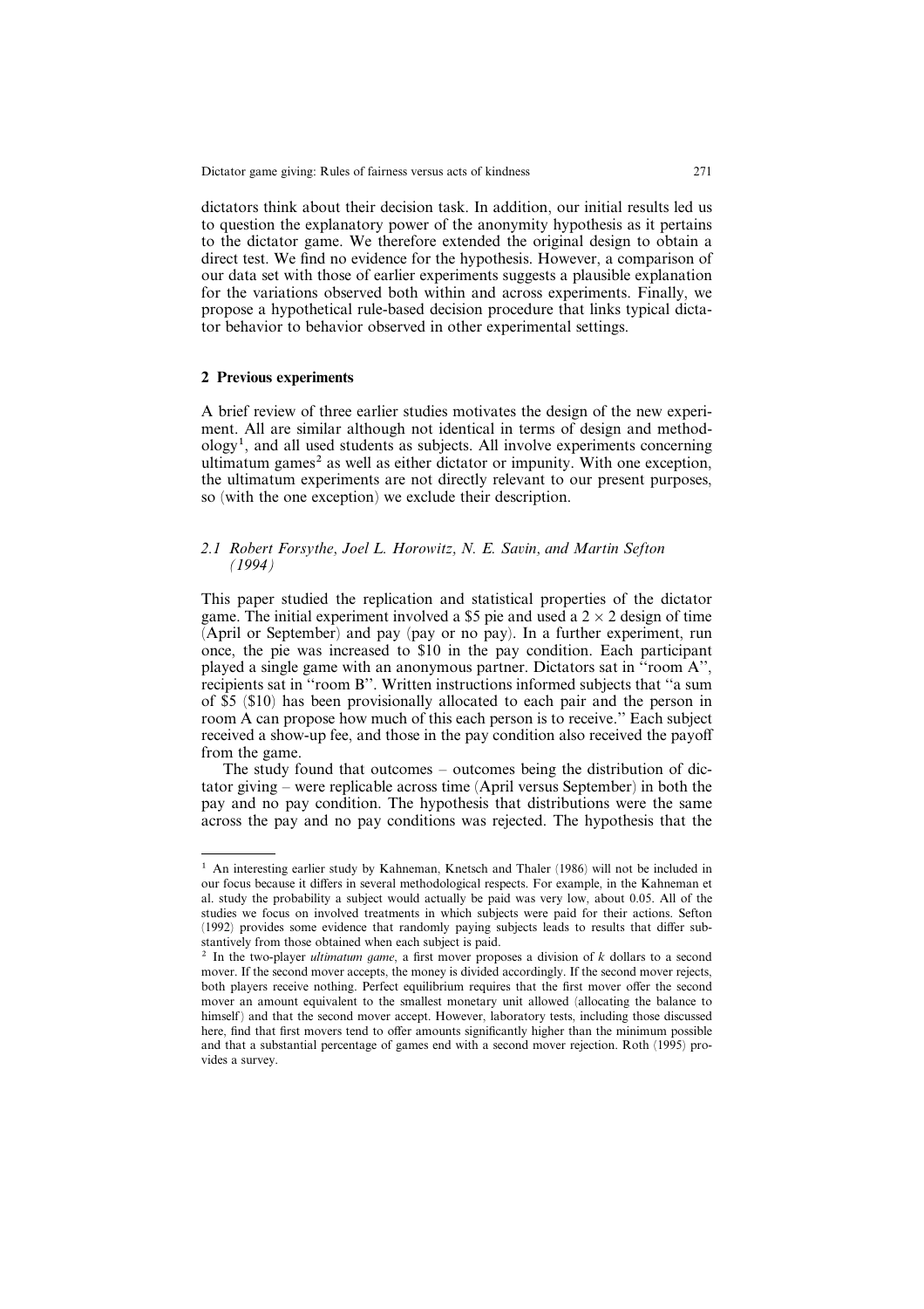dictators think about their decision task. In addition, our initial results led us to question the explanatory power of the anonymity hypothesis as it pertains to the dictator game. We therefore extended the original design to obtain a direct test. We find no evidence for the hypothesis. However, a comparison of our data set with those of earlier experiments suggests a plausible explanation for the variations observed both within and across experiments. Finally, we propose a hypothetical rule-based decision procedure that links typical dictator behavior to behavior observed in other experimental settings.

## 2 Previous experiments

A brief review of three earlier studies motivates the design of the new experiment. All are similar although not identical in terms of design and methodology[1], and all used students as subjects. All involve experiments concerning ultimatum games[2] as well as either dictator or impunity. With one exception, the ultimatum experiments are not directly relevant to our present purposes, so (with the one exception) we exclude their description.

### 2.1 *Robert Forsythe, Joel L. Horowitz, N. E. Savin, and Martin Sefton (1994)*

This paper studied the replication and statistical properties of the dictator game. The initial experiment involved a $5 pie and used a $2 \times 2$ design of time (April or September) and pay (pay or no pay). In a further experiment, run once, the pie was increased to $10 in the pay condition. Each participant played a single game with an anonymous partner. Dictators sat in "room A", recipients sat in "room B". Written instructions informed subjects that "a sum of $5 ($10) has been provisionally allocated to each pair and the person in room A can propose how much of this each person is to receive." Each subject received a show-up fee, and those in the pay condition also received the payoff from the game.

The study found that outcomes – outcomes being the distribution of dictator giving – were replicable across time (April versus September) in both the pay and no pay condition. The hypothesis that distributions were the same across the pay and no pay conditions was rejected. The hypothesis that the

---

[1] An interesting earlier study by Kahneman, Knetsch and Thaler (1986) will not be included in our focus because it differs in several methodological respects. For example, in the Kahneman et al. study the probability a subject would actually be paid was very low, about 0.05. All of the studies we focus on involved treatments in which subjects were paid for their actions. Sefton (1992) provides some evidence that randomly paying subjects leads to results that differ substantively from those obtained when each subject is paid.

[2] In the two-player *ultimatum game*, a first mover proposes a division of $k$ dollars to a second mover. If the second mover accepts, the money is divided accordingly. If the second mover rejects, both players receive nothing. Perfect equilibrium requires that the first mover offer the second mover an amount equivalent to the smallest monetary unit allowed (allocating the balance to himself) and that the second mover accept. However, laboratory tests, including those discussed here, find that first movers tend to offer amounts significantly higher than the minimum possible and that a substantial percentage of games end with a second mover rejection. Roth (1995) provides a survey.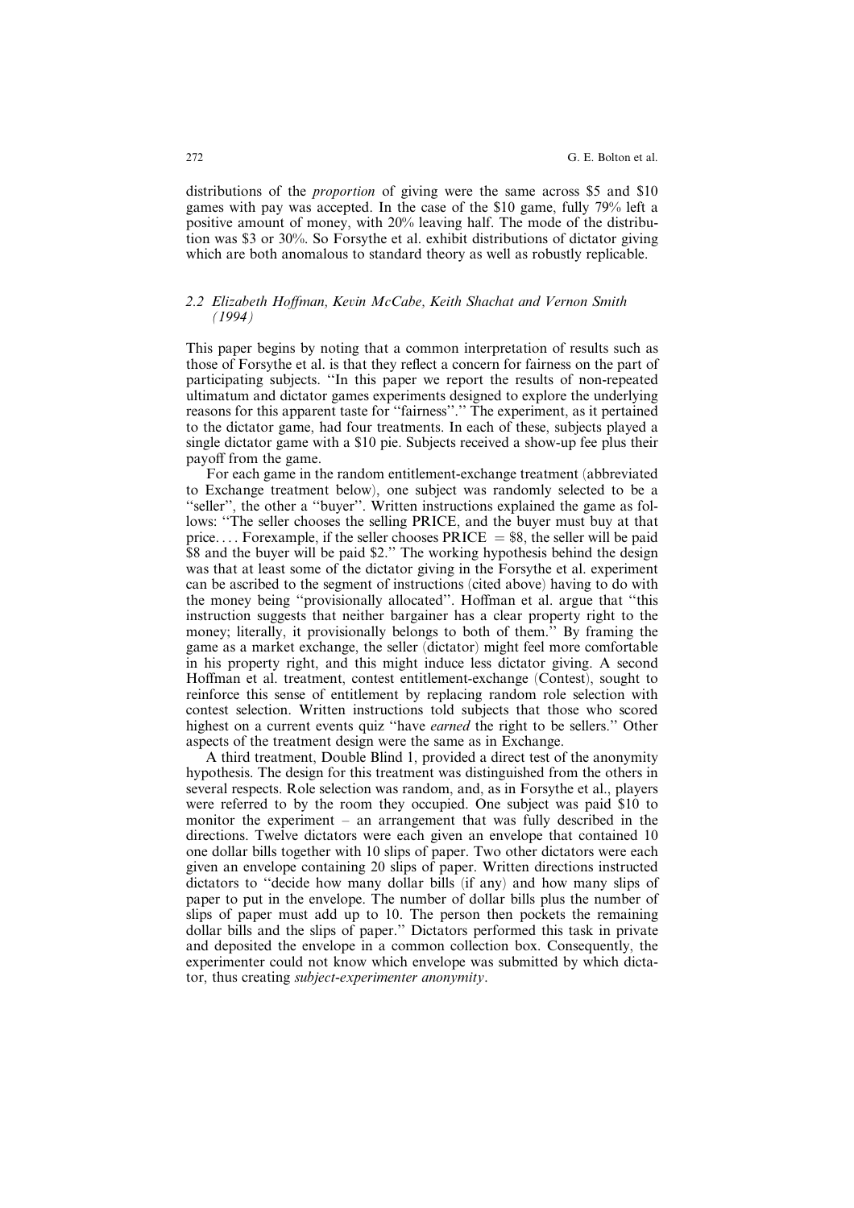distributions of the *proportion* of giving were the same across \$5 and \$10 games with pay was accepted. In the case of the \$10 game, fully 79% left a positive amount of money, with 20% leaving half. The mode of the distribution was \$3 or 30%. So Forsythe et al. exhibit distributions of dictator giving which are both anomalous to standard theory as well as robustly replicable.

### 2.2 Elizabeth Hoffman, Kevin McCabe, Keith Shachat and Vernon Smith (1994)

This paper begins by noting that a common interpretation of results such as those of Forsythe et al. is that they reflect a concern for fairness on the part of participating subjects. ''In this paper we report the results of non-repeated ultimatum and dictator games experiments designed to explore the underlying reasons for this apparent taste for ''fairness''.'' The experiment, as it pertained to the dictator game, had four treatments. In each of these, subjects played a single dictator game with a \$10 pie. Subjects received a show-up fee plus their payoff from the game.

For each game in the random entitlement-exchange treatment (abbreviated to Exchange treatment below), one subject was randomly selected to be a ''seller'', the other a ''buyer''. Written instructions explained the game as follows: ''The seller chooses the selling PRICE, and the buyer must buy at that price. . . . Forexample, if the seller chooses PRICE = \$8, the seller will be paid \$8 and the buyer will be paid \$2.'' The working hypothesis behind the design was that at least some of the dictator giving in the Forsythe et al. experiment can be ascribed to the segment of instructions (cited above) having to do with the money being ''provisionally allocated''. Hoffman et al. argue that ''this instruction suggests that neither bargainer has a clear property right to the money; literally, it provisionally belongs to both of them.'' By framing the game as a market exchange, the seller (dictator) might feel more comfortable in his property right, and this might induce less dictator giving. A second Hoffman et al. treatment, contest entitlement-exchange (Contest), sought to reinforce this sense of entitlement by replacing random role selection with contest selection. Written instructions told subjects that those who scored highest on a current events quiz ''have *earned* the right to be sellers.'' Other aspects of the treatment design were the same as in Exchange.

A third treatment, Double Blind 1, provided a direct test of the anonymity hypothesis. The design for this treatment was distinguished from the others in several respects. Role selection was random, and, as in Forsythe et al., players were referred to by the room they occupied. One subject was paid \$10 to monitor the experiment – an arrangement that was fully described in the directions. Twelve dictators were each given an envelope that contained 10 one dollar bills together with 10 slips of paper. Two other dictators were each given an envelope containing 20 slips of paper. Written directions instructed dictators to ''decide how many dollar bills (if any) and how many slips of paper to put in the envelope. The number of dollar bills plus the number of slips of paper must add up to 10. The person then pockets the remaining dollar bills and the slips of paper.'' Dictators performed this task in private and deposited the envelope in a common collection box. Consequently, the experimenter could not know which envelope was submitted by which dictator, thus creating *subject-experimenter anonymity*.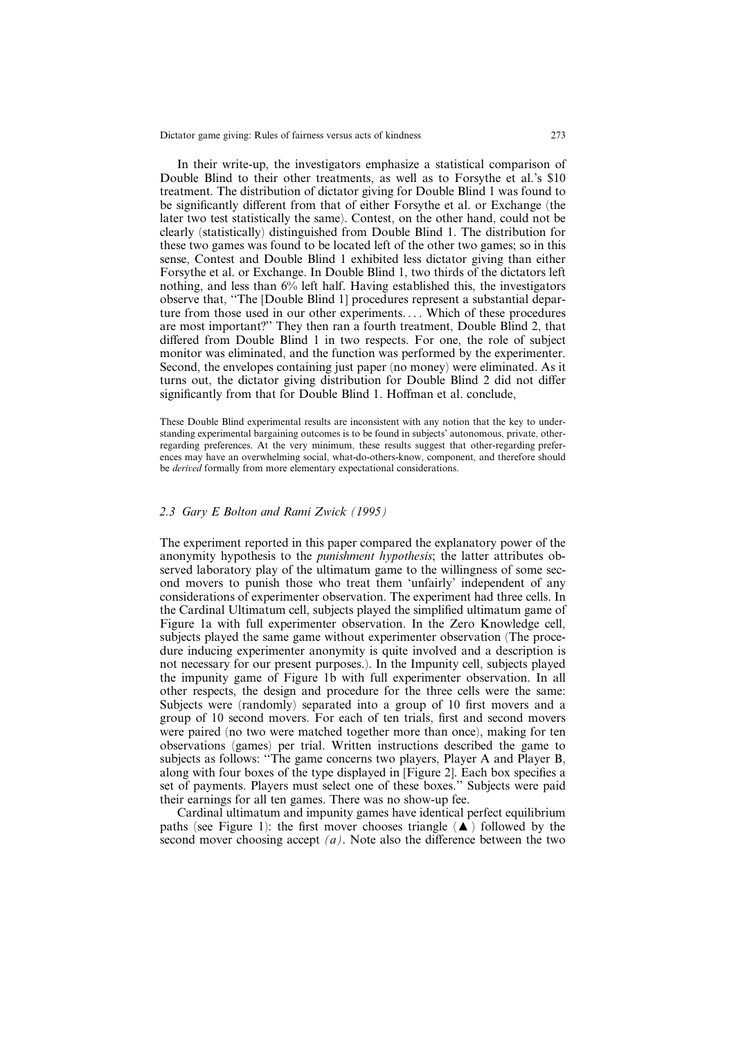In their write-up, the investigators emphasize a statistical comparison of Double Blind to their other treatments, as well as to Forsythe et al.'s \$10 treatment. The distribution of dictator giving for Double Blind 1 was found to be significantly different from that of either Forsythe et al. or Exchange (the later two test statistically the same). Contest, on the other hand, could not be clearly (statistically) distinguished from Double Blind 1. The distribution for these two games was found to be located left of the other two games; so in this sense, Contest and Double Blind 1 exhibited less dictator giving than either Forsythe et al. or Exchange. In Double Blind 1, two thirds of the dictators left nothing, and less than 6% left half. Having established this, the investigators observe that, ''The [Double Blind 1] procedures represent a substantial departure from those used in our other experiments. . . . Which of these procedures are most important?'' They then ran a fourth treatment, Double Blind 2, that differed from Double Blind 1 in two respects. For one, the role of subject monitor was eliminated, and the function was performed by the experimenter. Second, the envelopes containing just paper (no money) were eliminated. As it turns out, the dictator giving distribution for Double Blind 2 did not differ significantly from that for Double Blind 1. Hoffman et al. conclude,

> These Double Blind experimental results are inconsistent with any notion that the key to understanding experimental bargaining outcomes is to be found in subjects' autonomous, private, other-regarding preferences. At the very minimum, these results suggest that other-regarding preferences may have an overwhelming social, what-do-others-know, component, and therefore should be *derived* formally from more elementary expectational considerations.

### *2.3 Gary E Bolton and Rami Zwick (1995)*

The experiment reported in this paper compared the explanatory power of the anonymity hypothesis to the *punishment hypothesis*; the latter attributes observed laboratory play of the ultimatum game to the willingness of some second movers to punish those who treat them 'unfairly' independent of any considerations of experimenter observation. The experiment had three cells. In the Cardinal Ultimatum cell, subjects played the simplified ultimatum game of Figure 1a with full experimenter observation. In the Zero Knowledge cell, subjects played the same game without experimenter observation (The procedure inducing experimenter anonymity is quite involved and a description is not necessary for our present purposes.). In the Impunity cell, subjects played the impunity game of Figure 1b with full experimenter observation. In all other respects, the design and procedure for the three cells were the same: Subjects were (randomly) separated into a group of 10 first movers and a group of 10 second movers. For each of ten trials, first and second movers were paired (no two were matched together more than once), making for ten observations (games) per trial. Written instructions described the game to subjects as follows: ''The game concerns two players, Player A and Player B, along with four boxes of the type displayed in [Figure 2]. Each box specifies a set of payments. Players must select one of these boxes.'' Subjects were paid their earnings for all ten games. There was no show-up fee.

Cardinal ultimatum and impunity games have identical perfect equilibrium paths (see Figure 1): the first mover chooses triangle (▲) followed by the second mover choosing accept *(a)*. Note also the difference between the two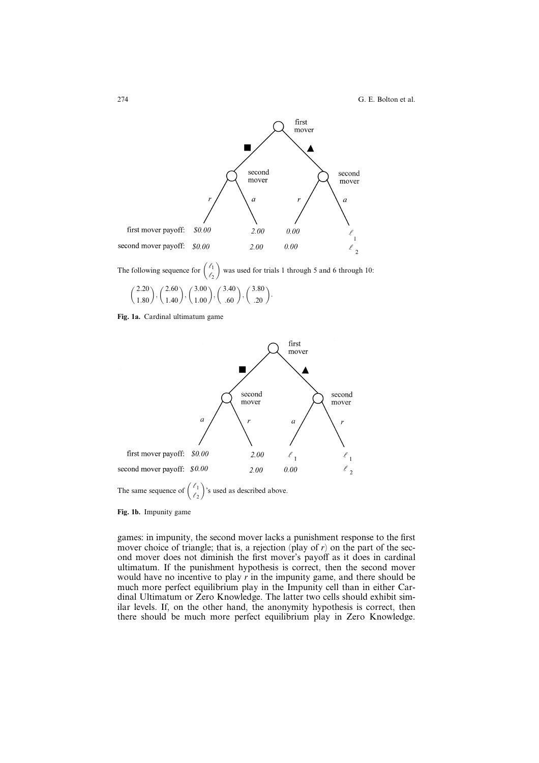first mover

■ ▲

second mover &nbsp;&nbsp;&nbsp;&nbsp; second mover

$r$ &nbsp;&nbsp; $a$ &nbsp;&nbsp; $r$ &nbsp;&nbsp; $a$

| | | | | |
|---|---|---|---|---|
| first mover payoff: | *\$0.00* | *2.00* | *0.00* | $\ell_1$ |
| second mover payoff: | *\$0.00* | *2.00* | *0.00* | $\ell_2$ |

The following sequence for $\begin{pmatrix} \ell_1 \\ \ell_2 \end{pmatrix}$ was used for trials 1 through 5 and 6 through 10:

$$\begin{pmatrix} 2.20 \\ 1.80 \end{pmatrix}, \begin{pmatrix} 2.60 \\ 1.40 \end{pmatrix}, \begin{pmatrix} 3.00 \\ 1.00 \end{pmatrix}, \begin{pmatrix} 3.40 \\ .60 \end{pmatrix}, \begin{pmatrix} 3.80 \\ .20 \end{pmatrix}.$$

**Fig. 1a.** Cardinal ultimatum game

first mover

■ ▲

second mover &nbsp;&nbsp;&nbsp;&nbsp; second mover

$a$ &nbsp;&nbsp; $r$ &nbsp;&nbsp; $a$ &nbsp;&nbsp; $r$

| | | | | |
|---|---|---|---|---|
| first mover payoff: | *\$0.00* | *2.00* | $\ell_1$ | $\ell_1$ |
| second mover payoff: | *\$0.00* | *2.00* | *0.00* | $\ell_2$ |

The same sequence of $\begin{pmatrix} \ell_1 \\ \ell_2 \end{pmatrix}$'s used as described above.

**Fig. 1b.** Impunity game

games: in impunity, the second mover lacks a punishment response to the first mover choice of triangle; that is, a rejection (play of $r$) on the part of the second mover does not diminish the first mover's payoff as it does in cardinal ultimatum. If the punishment hypothesis is correct, then the second mover would have no incentive to play $r$ in the impunity game, and there should be much more perfect equilibrium play in the Impunity cell than in either Cardinal Ultimatum or Zero Knowledge. The latter two cells should exhibit similar levels. If, on the other hand, the anonymity hypothesis is correct, then there should be much more perfect equilibrium play in Zero Knowledge.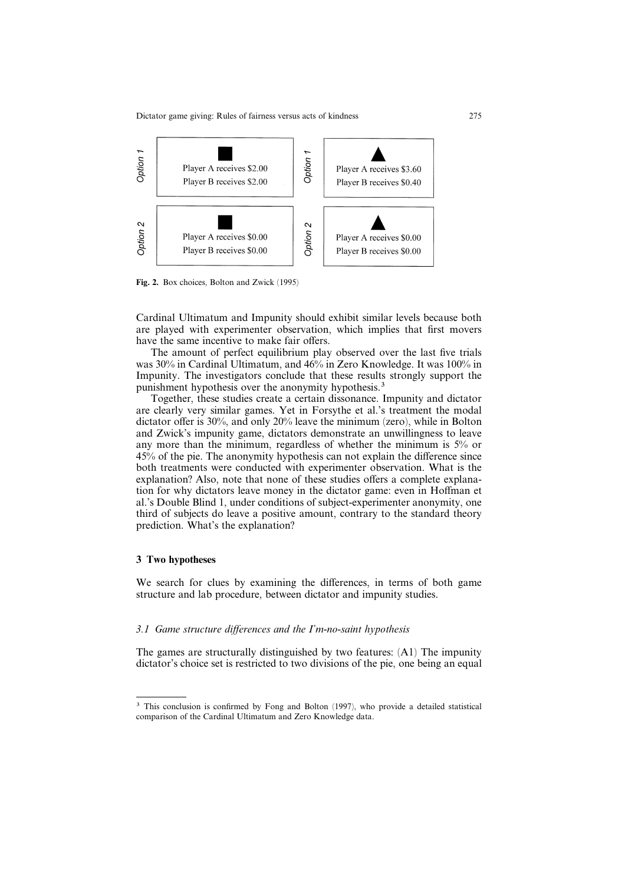| | ■ | | ▲ |
|---|---|---|---|
| *Option 1* | Player A receives \$2.00<br>Player B receives \$2.00 | *Option 1* | Player A receives \$3.60<br>Player B receives \$0.40 |
| *Option 2* | Player A receives \$0.00<br>Player B receives \$0.00 | *Option 2* | Player A receives \$0.00<br>Player B receives \$0.00 |

**Fig. 2.** Box choices, Bolton and Zwick (1995)

Cardinal Ultimatum and Impunity should exhibit similar levels because both are played with experimenter observation, which implies that first movers have the same incentive to make fair offers.

The amount of perfect equilibrium play observed over the last five trials was 30% in Cardinal Ultimatum, and 46% in Zero Knowledge. It was 100% in Impunity. The investigators conclude that these results strongly support the punishment hypothesis over the anonymity hypothesis.[3]

Together, these studies create a certain dissonance. Impunity and dictator are clearly very similar games. Yet in Forsythe et al.'s treatment the modal dictator offer is 30%, and only 20% leave the minimum (zero), while in Bolton and Zwick's impunity game, dictators demonstrate an unwillingness to leave any more than the minimum, regardless of whether the minimum is 5% or 45% of the pie. The anonymity hypothesis can not explain the difference since both treatments were conducted with experimenter observation. What is the explanation? Also, note that none of these studies offers a complete explanation for why dictators leave money in the dictator game: even in Hoffman et al.'s Double Blind 1, under conditions of subject-experimenter anonymity, one third of subjects do leave a positive amount, contrary to the standard theory prediction. What's the explanation?

## 3 Two hypotheses

We search for clues by examining the differences, in terms of both game structure and lab procedure, between dictator and impunity studies.

### *3.1 Game structure differences and the I'm-no-saint hypothesis*

The games are structurally distinguished by two features: (A1) The impunity dictator's choice set is restricted to two divisions of the pie, one being an equal

---

[3] This conclusion is confirmed by Fong and Bolton (1997), who provide a detailed statistical comparison of the Cardinal Ultimatum and Zero Knowledge data.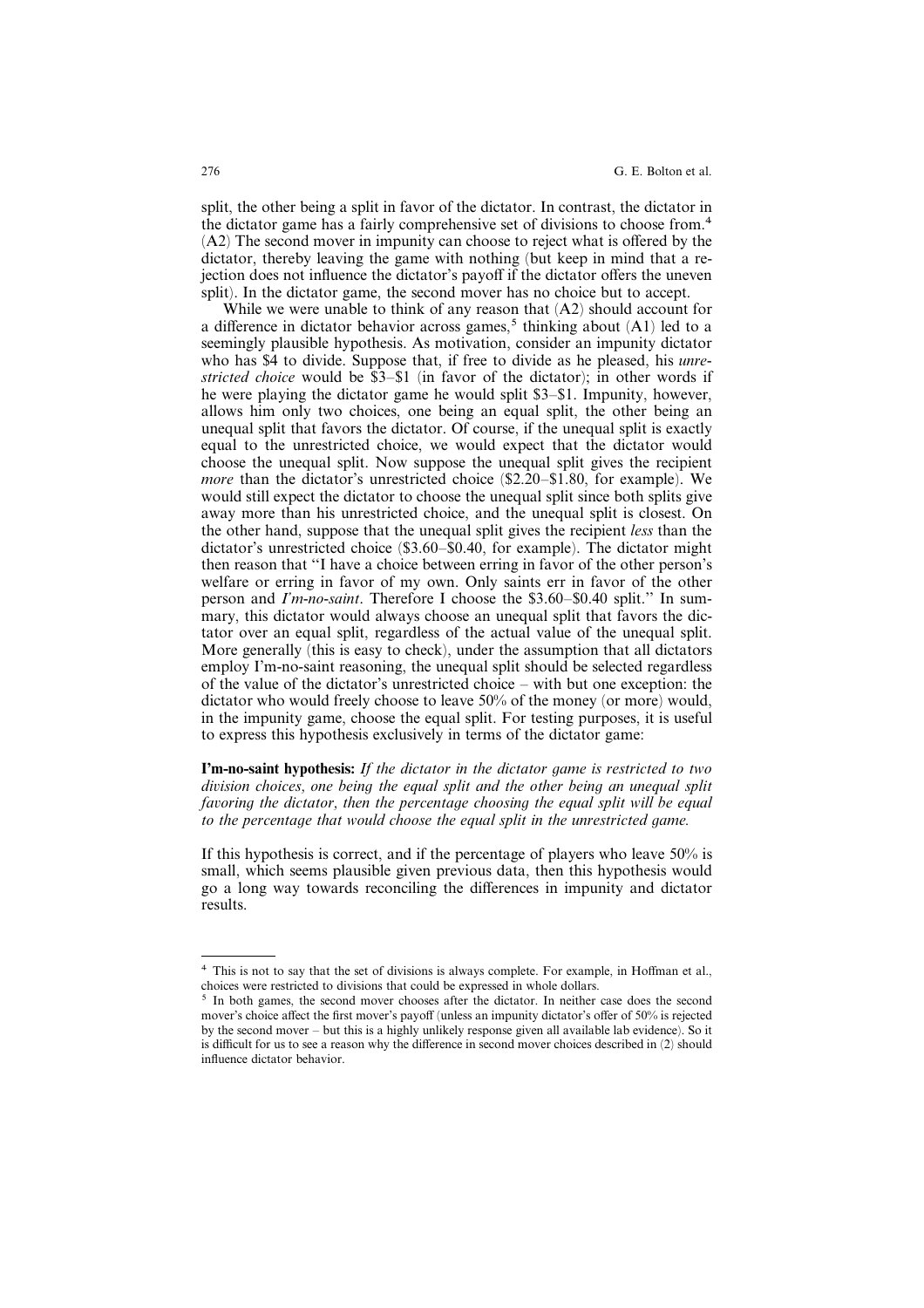split, the other being a split in favor of the dictator. In contrast, the dictator in the dictator game has a fairly comprehensive set of divisions to choose from.[4] (A2) The second mover in impunity can choose to reject what is offered by the dictator, thereby leaving the game with nothing (but keep in mind that a rejection does not influence the dictator's payoff if the dictator offers the uneven split). In the dictator game, the second mover has no choice but to accept.

While we were unable to think of any reason that (A2) should account for a difference in dictator behavior across games,[5] thinking about (A1) led to a seemingly plausible hypothesis. As motivation, consider an impunity dictator who has \$4 to divide. Suppose that, if free to divide as he pleased, his *unrestricted choice* would be \$3–\$1 (in favor of the dictator); in other words if he were playing the dictator game he would split \$3–\$1. Impunity, however, allows him only two choices, one being an equal split, the other being an unequal split that favors the dictator. Of course, if the unequal split is exactly equal to the unrestricted choice, we would expect that the dictator would choose the unequal split. Now suppose the unequal split gives the recipient *more* than the dictator's unrestricted choice (\$2.20–\$1.80, for example). We would still expect the dictator to choose the unequal split since both splits give away more than his unrestricted choice, and the unequal split is closest. On the other hand, suppose that the unequal split gives the recipient *less* than the dictator's unrestricted choice (\$3.60–\$0.40, for example). The dictator might then reason that "I have a choice between erring in favor of the other person's welfare or erring in favor of my own. Only saints err in favor of the other person and *I'm-no-saint*. Therefore I choose the \$3.60–\$0.40 split." In summary, this dictator would always choose an unequal split that favors the dictator over an equal split, regardless of the actual value of the unequal split. More generally (this is easy to check), under the assumption that all dictators employ I'm-no-saint reasoning, the unequal split should be selected regardless of the value of the dictator's unrestricted choice – with but one exception: the dictator who would freely choose to leave 50% of the money (or more) would, in the impunity game, choose the equal split. For testing purposes, it is useful to express this hypothesis exclusively in terms of the dictator game:

**I'm-no-saint hypothesis:** *If the dictator in the dictator game is restricted to two division choices, one being the equal split and the other being an unequal split favoring the dictator, then the percentage choosing the equal split will be equal to the percentage that would choose the equal split in the unrestricted game.*

If this hypothesis is correct, and if the percentage of players who leave 50% is small, which seems plausible given previous data, then this hypothesis would go a long way towards reconciling the differences in impunity and dictator results.

---

[4] This is not to say that the set of divisions is always complete. For example, in Hoffman et al., choices were restricted to divisions that could be expressed in whole dollars.

[5] In both games, the second mover chooses after the dictator. In neither case does the second mover's choice affect the first mover's payoff (unless an impunity dictator's offer of 50% is rejected by the second mover – but this is a highly unlikely response given all available lab evidence). So it is difficult for us to see a reason why the difference in second mover choices described in (2) should influence dictator behavior.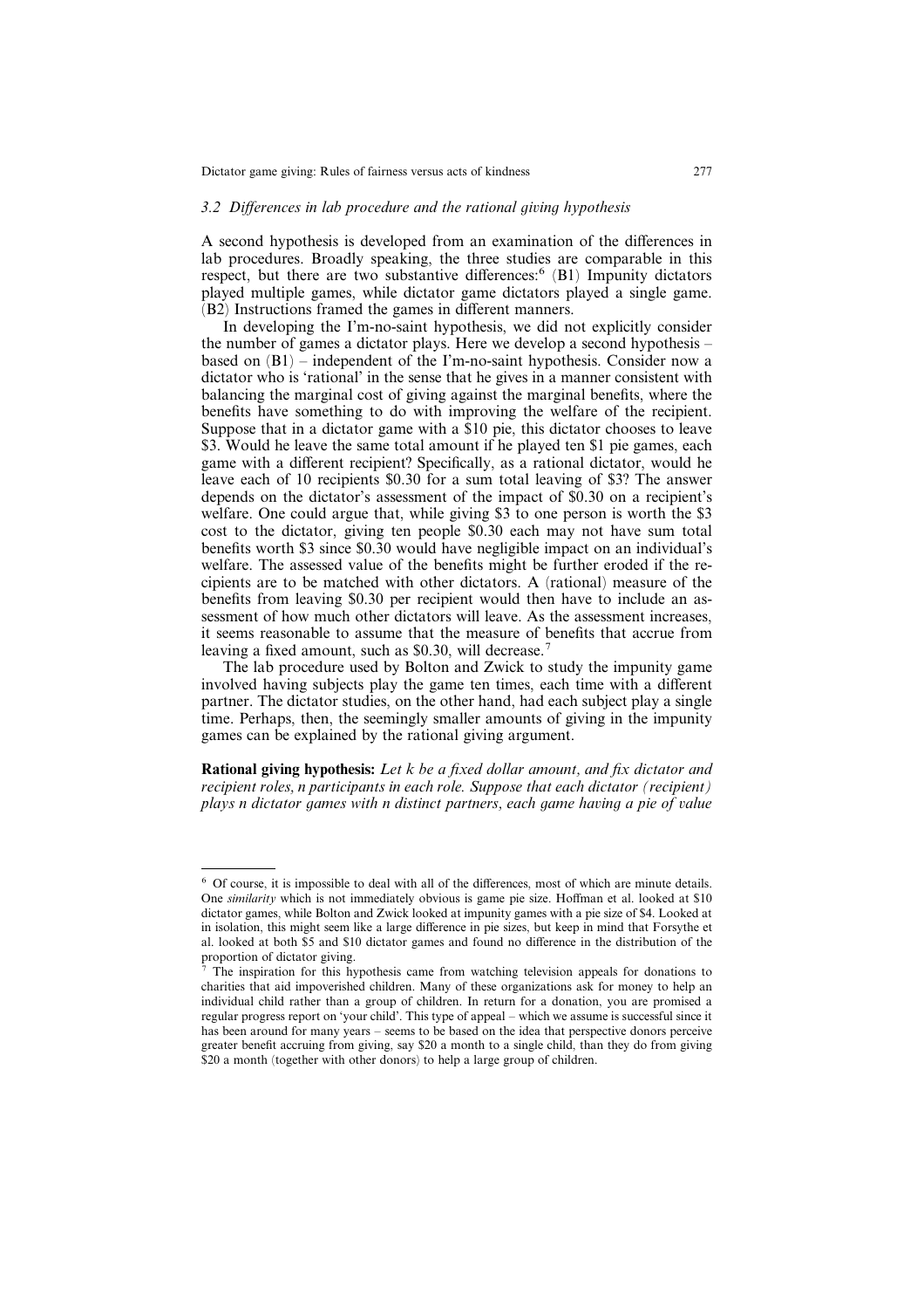### *3.2 Differences in lab procedure and the rational giving hypothesis*

A second hypothesis is developed from an examination of the differences in lab procedures. Broadly speaking, the three studies are comparable in this respect, but there are two substantive differences:[6] (B1) Impunity dictators played multiple games, while dictator game dictators played a single game. (B2) Instructions framed the games in different manners.

In developing the I'm-no-saint hypothesis, we did not explicitly consider the number of games a dictator plays. Here we develop a second hypothesis – based on (B1) – independent of the I'm-no-saint hypothesis. Consider now a dictator who is 'rational' in the sense that he gives in a manner consistent with balancing the marginal cost of giving against the marginal benefits, where the benefits have something to do with improving the welfare of the recipient. Suppose that in a dictator game with a \$10 pie, this dictator chooses to leave \$3. Would he leave the same total amount if he played ten \$1 pie games, each game with a different recipient? Specifically, as a rational dictator, would he leave each of 10 recipients \$0.30 for a sum total leaving of \$3? The answer depends on the dictator's assessment of the impact of \$0.30 on a recipient's welfare. One could argue that, while giving \$3 to one person is worth the \$3 cost to the dictator, giving ten people \$0.30 each may not have sum total benefits worth \$3 since \$0.30 would have negligible impact on an individual's welfare. The assessed value of the benefits might be further eroded if the recipients are to be matched with other dictators. A (rational) measure of the benefits from leaving \$0.30 per recipient would then have to include an assessment of how much other dictators will leave. As the assessment increases, it seems reasonable to assume that the measure of benefits that accrue from leaving a fixed amount, such as \$0.30, will decrease.[7]

The lab procedure used by Bolton and Zwick to study the impunity game involved having subjects play the game ten times, each time with a different partner. The dictator studies, on the other hand, had each subject play a single time. Perhaps, then, the seemingly smaller amounts of giving in the impunity games can be explained by the rational giving argument.

**Rational giving hypothesis:** *Let k be a fixed dollar amount, and fix dictator and recipient roles, n participants in each role. Suppose that each dictator (recipient) plays n dictator games with n distinct partners, each game having a pie of value*

---

[6] Of course, it is impossible to deal with all of the differences, most of which are minute details. One *similarity* which is not immediately obvious is game pie size. Hoffman et al. looked at \$10 dictator games, while Bolton and Zwick looked at impunity games with a pie size of \$4. Looked at in isolation, this might seem like a large difference in pie sizes, but keep in mind that Forsythe et al. looked at both \$5 and \$10 dictator games and found no difference in the distribution of the proportion of dictator giving.

[7] The inspiration for this hypothesis came from watching television appeals for donations to charities that aid impoverished children. Many of these organizations ask for money to help an individual child rather than a group of children. In return for a donation, you are promised a regular progress report on 'your child'. This type of appeal – which we assume is successful since it has been around for many years – seems to be based on the idea that perspective donors perceive greater benefit accruing from giving, say \$20 a month to a single child, than they do from giving \$20 a month (together with other donors) to help a large group of children.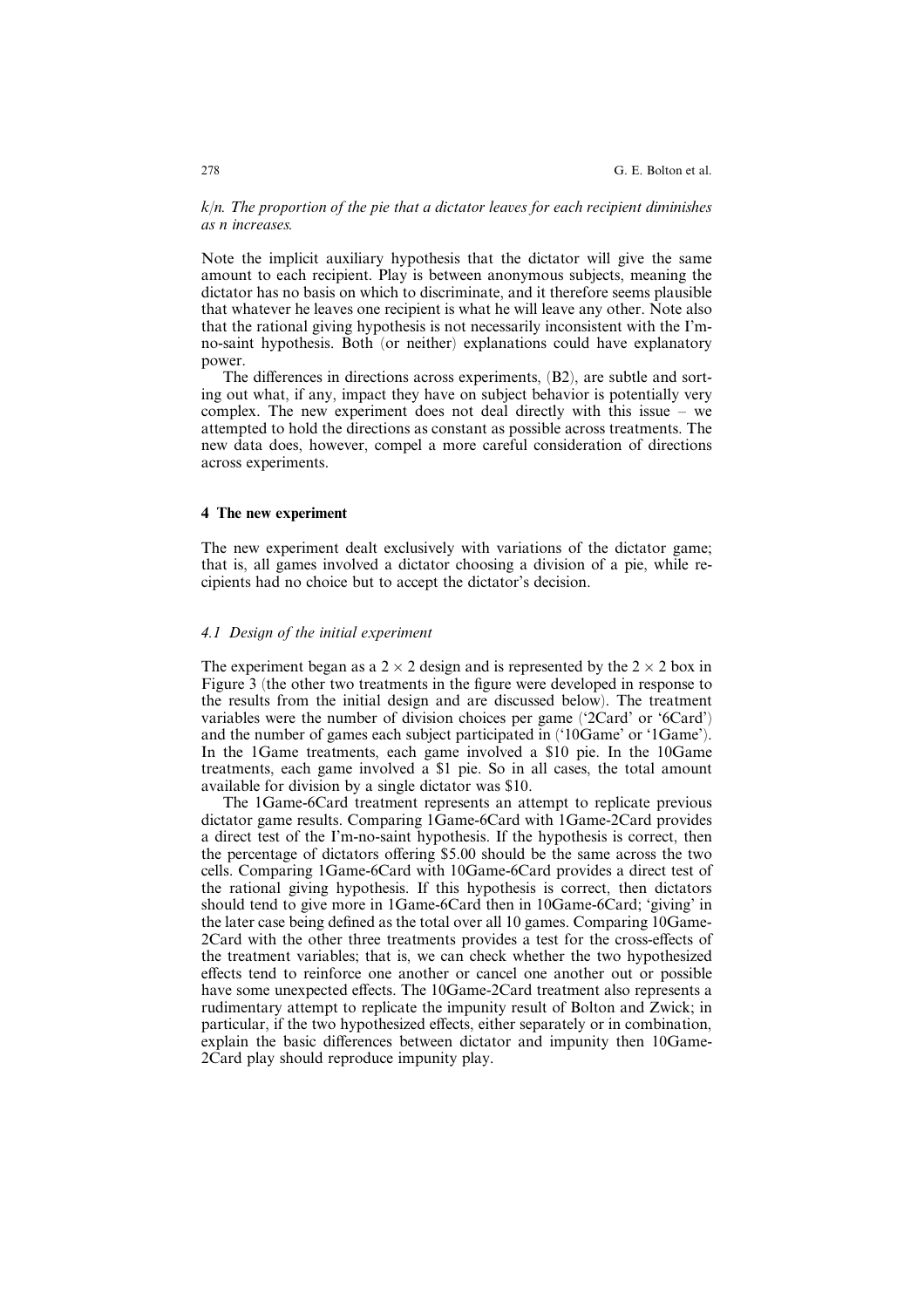*$k/n$. The proportion of the pie that a dictator leaves for each recipient diminishes as $n$ increases.*

Note the implicit auxiliary hypothesis that the dictator will give the same amount to each recipient. Play is between anonymous subjects, meaning the dictator has no basis on which to discriminate, and it therefore seems plausible that whatever he leaves one recipient is what he will leave any other. Note also that the rational giving hypothesis is not necessarily inconsistent with the I'm-no-saint hypothesis. Both (or neither) explanations could have explanatory power.

The differences in directions across experiments, (B2), are subtle and sorting out what, if any, impact they have on subject behavior is potentially very complex. The new experiment does not deal directly with this issue – we attempted to hold the directions as constant as possible across treatments. The new data does, however, compel a more careful consideration of directions across experiments.

## 4 The new experiment

The new experiment dealt exclusively with variations of the dictator game; that is, all games involved a dictator choosing a division of a pie, while recipients had no choice but to accept the dictator's decision.

### *4.1 Design of the initial experiment*

The experiment began as a $2 \times 2$ design and is represented by the $2 \times 2$ box in Figure 3 (the other two treatments in the figure were developed in response to the results from the initial design and are discussed below). The treatment variables were the number of division choices per game ('2Card' or '6Card') and the number of games each subject participated in ('10Game' or '1Game'). In the 1Game treatments, each game involved a \$10 pie. In the 10Game treatments, each game involved a \$1 pie. So in all cases, the total amount available for division by a single dictator was \$10.

The 1Game-6Card treatment represents an attempt to replicate previous dictator game results. Comparing 1Game-6Card with 1Game-2Card provides a direct test of the I'm-no-saint hypothesis. If the hypothesis is correct, then the percentage of dictators offering \$5.00 should be the same across the two cells. Comparing 1Game-6Card with 10Game-6Card provides a direct test of the rational giving hypothesis. If this hypothesis is correct, then dictators should tend to give more in 1Game-6Card then in 10Game-6Card; 'giving' in the later case being defined as the total over all 10 games. Comparing 10Game-2Card with the other three treatments provides a test for the cross-effects of the treatment variables; that is, we can check whether the two hypothesized effects tend to reinforce one another or cancel one another out or possible have some unexpected effects. The 10Game-2Card treatment also represents a rudimentary attempt to replicate the impunity result of Bolton and Zwick; in particular, if the two hypothesized effects, either separately or in combination, explain the basic differences between dictator and impunity then 10Game-2Card play should reproduce impunity play.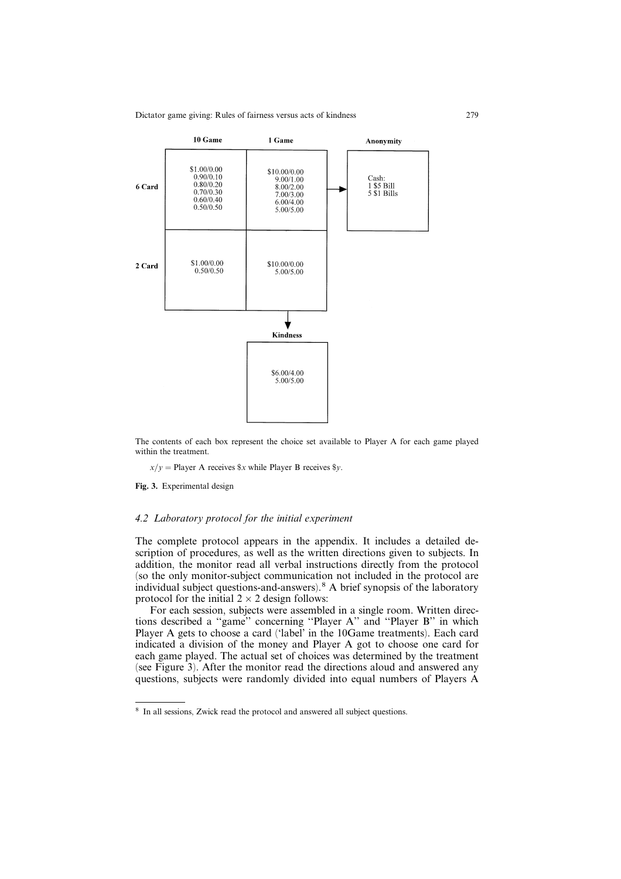|  | 10 Game | 1 Game |  | Anonymity |
|---|---|---|---|---|
| 6 Card | \$1.00/0.00<br>0.90/0.10<br>0.80/0.20<br>0.70/0.30<br>0.60/0.40<br>0.50/0.50 | \$10.00/0.00<br>9.00/1.00<br>8.00/2.00<br>7.00/3.00<br>6.00/4.00<br>5.00/5.00 | → | Cash:<br>1 \$5 Bill<br>5 \$1 Bills |
| 2 Card | \$1.00/0.00<br>0.50/0.50 | \$10.00/0.00<br>5.00/5.00 |  |  |
|  |  | ↓ |  |  |
|  |  | **Kindness** |  |  |
|  |  | \$6.00/4.00<br>5.00/5.00 |  |  |

The contents of each box represent the choice set available to Player A for each game played within the treatment.

$x/y$ = Player A receives \$$x$ while Player B receives \$$y$.

**Fig. 3.** Experimental design

### *4.2 Laboratory protocol for the initial experiment*

The complete protocol appears in the appendix. It includes a detailed description of procedures, as well as the written directions given to subjects. In addition, the monitor read all verbal instructions directly from the protocol (so the only monitor-subject communication not included in the protocol are individual subject questions-and-answers).[8] A brief synopsis of the laboratory protocol for the initial $2 \times 2$ design follows:

For each session, subjects were assembled in a single room. Written directions described a "game" concerning "Player A" and "Player B" in which Player A gets to choose a card ('label' in the 10Game treatments). Each card indicated a division of the money and Player A got to choose one card for each game played. The actual set of choices was determined by the treatment (see Figure 3). After the monitor read the directions aloud and answered any questions, subjects were randomly divided into equal numbers of Players A

---

[8] In all sessions, Zwick read the protocol and answered all subject questions.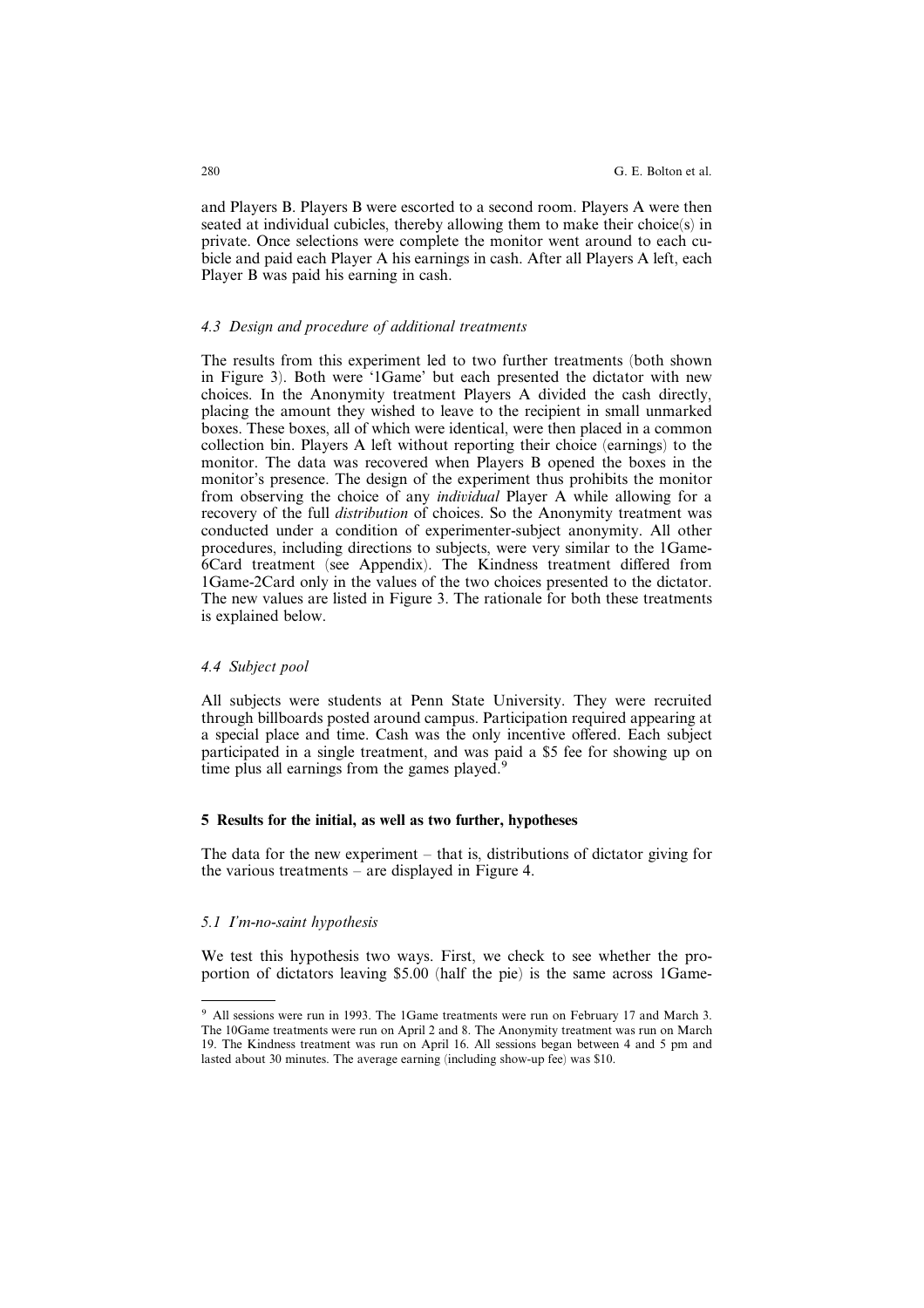and Players B. Players B were escorted to a second room. Players A were then seated at individual cubicles, thereby allowing them to make their choice(s) in private. Once selections were complete the monitor went around to each cubicle and paid each Player A his earnings in cash. After all Players A left, each Player B was paid his earning in cash.

### *4.3 Design and procedure of additional treatments*

The results from this experiment led to two further treatments (both shown in Figure 3). Both were '1Game' but each presented the dictator with new choices. In the Anonymity treatment Players A divided the cash directly, placing the amount they wished to leave to the recipient in small unmarked boxes. These boxes, all of which were identical, were then placed in a common collection bin. Players A left without reporting their choice (earnings) to the monitor. The data was recovered when Players B opened the boxes in the monitor's presence. The design of the experiment thus prohibits the monitor from observing the choice of any *individual* Player A while allowing for a recovery of the full *distribution* of choices. So the Anonymity treatment was conducted under a condition of experimenter-subject anonymity. All other procedures, including directions to subjects, were very similar to the 1Game-6Card treatment (see Appendix). The Kindness treatment differed from 1Game-2Card only in the values of the two choices presented to the dictator. The new values are listed in Figure 3. The rationale for both these treatments is explained below.

### *4.4 Subject pool*

All subjects were students at Penn State University. They were recruited through billboards posted around campus. Participation required appearing at a special place and time. Cash was the only incentive offered. Each subject participated in a single treatment, and was paid a \$5 fee for showing up on time plus all earnings from the games played.[9]

## 5 Results for the initial, as well as two further, hypotheses

The data for the new experiment – that is, distributions of dictator giving for the various treatments – are displayed in Figure 4.

### *5.1 I'm-no-saint hypothesis*

We test this hypothesis two ways. First, we check to see whether the proportion of dictators leaving \$5.00 (half the pie) is the same across 1Game-

---

[9] All sessions were run in 1993. The 1Game treatments were run on February 17 and March 3. The 10Game treatments were run on April 2 and 8. The Anonymity treatment was run on March 19. The Kindness treatment was run on April 16. All sessions began between 4 and 5 pm and lasted about 30 minutes. The average earning (including show-up fee) was \$10.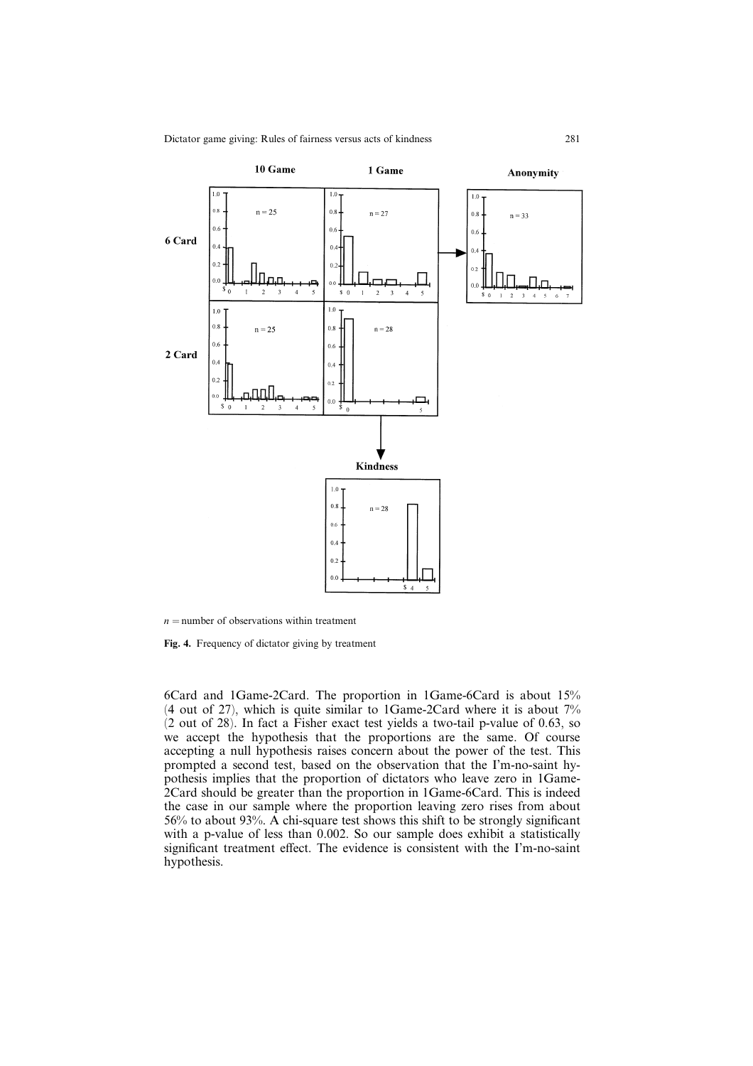$n$ = number of observations within treatment

**Fig. 4.** Frequency of dictator giving by treatment

6Card and 1Game-2Card. The proportion in 1Game-6Card is about 15% (4 out of 27), which is quite similar to 1Game-2Card where it is about 7% (2 out of 28). In fact a Fisher exact test yields a two-tail p-value of 0.63, so we accept the hypothesis that the proportions are the same. Of course accepting a null hypothesis raises concern about the power of the test. This prompted a second test, based on the observation that the I'm-no-saint hypothesis implies that the proportion of dictators who leave zero in 1Game-2Card should be greater than the proportion in 1Game-6Card. This is indeed the case in our sample where the proportion leaving zero rises from about 56% to about 93%. A chi-square test shows this shift to be strongly significant with a p-value of less than 0.002. So our sample does exhibit a statistically significant treatment effect. The evidence is consistent with the I'm-no-saint hypothesis.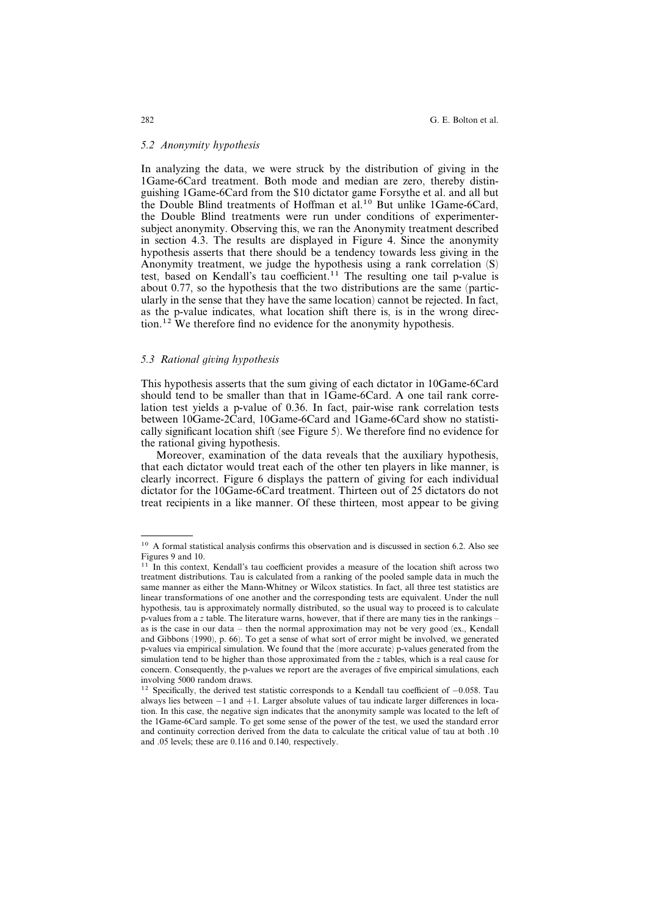### *5.2 Anonymity hypothesis*

In analyzing the data, we were struck by the distribution of giving in the 1Game-6Card treatment. Both mode and median are zero, thereby distinguishing 1Game-6Card from the $10 dictator game Forsythe et al. and all but the Double Blind treatments of Hoffman et al.[10] But unlike 1Game-6Card, the Double Blind treatments were run under conditions of experimenter-subject anonymity. Observing this, we ran the Anonymity treatment described in section 4.3. The results are displayed in Figure 4. Since the anonymity hypothesis asserts that there should be a tendency towards less giving in the Anonymity treatment, we judge the hypothesis using a rank correlation (S) test, based on Kendall's tau coefficient.[11] The resulting one tail p-value is about 0.77, so the hypothesis that the two distributions are the same (particularly in the sense that they have the same location) cannot be rejected. In fact, as the p-value indicates, what location shift there is, is in the wrong direction.[12] We therefore find no evidence for the anonymity hypothesis.

### *5.3 Rational giving hypothesis*

This hypothesis asserts that the sum giving of each dictator in 10Game-6Card should tend to be smaller than that in 1Game-6Card. A one tail rank correlation test yields a p-value of 0.36. In fact, pair-wise rank correlation tests between 10Game-2Card, 10Game-6Card and 1Game-6Card show no statistically significant location shift (see Figure 5). We therefore find no evidence for the rational giving hypothesis.

Moreover, examination of the data reveals that the auxiliary hypothesis, that each dictator would treat each of the other ten players in like manner, is clearly incorrect. Figure 6 displays the pattern of giving for each individual dictator for the 10Game-6Card treatment. Thirteen out of 25 dictators do not treat recipients in a like manner. Of these thirteen, most appear to be giving

---

[10] A formal statistical analysis confirms this observation and is discussed in section 6.2. Also see Figures 9 and 10.

[11] In this context, Kendall's tau coefficient provides a measure of the location shift across two treatment distributions. Tau is calculated from a ranking of the pooled sample data in much the same manner as either the Mann-Whitney or Wilcox statistics. In fact, all three test statistics are linear transformations of one another and the corresponding tests are equivalent. Under the null hypothesis, tau is approximately normally distributed, so the usual way to proceed is to calculate p-values from a $z$ table. The literature warns, however, that if there are many ties in the rankings – as is the case in our data – then the normal approximation may not be very good (ex., Kendall and Gibbons (1990), p. 66). To get a sense of what sort of error might be involved, we generated p-values via empirical simulation. We found that the (more accurate) p-values generated from the simulation tend to be higher than those approximated from the $z$ tables, which is a real cause for concern. Consequently, the p-values we report are the averages of five empirical simulations, each involving 5000 random draws.

[12] Specifically, the derived test statistic corresponds to a Kendall tau coefficient of $-0.058$. Tau always lies between $-1$ and $+1$. Larger absolute values of tau indicate larger differences in location. In this case, the negative sign indicates that the anonymity sample was located to the left of the 1Game-6Card sample. To get some sense of the power of the test, we used the standard error and continuity correction derived from the data to calculate the critical value of tau at both .10 and .05 levels; these are 0.116 and 0.140, respectively.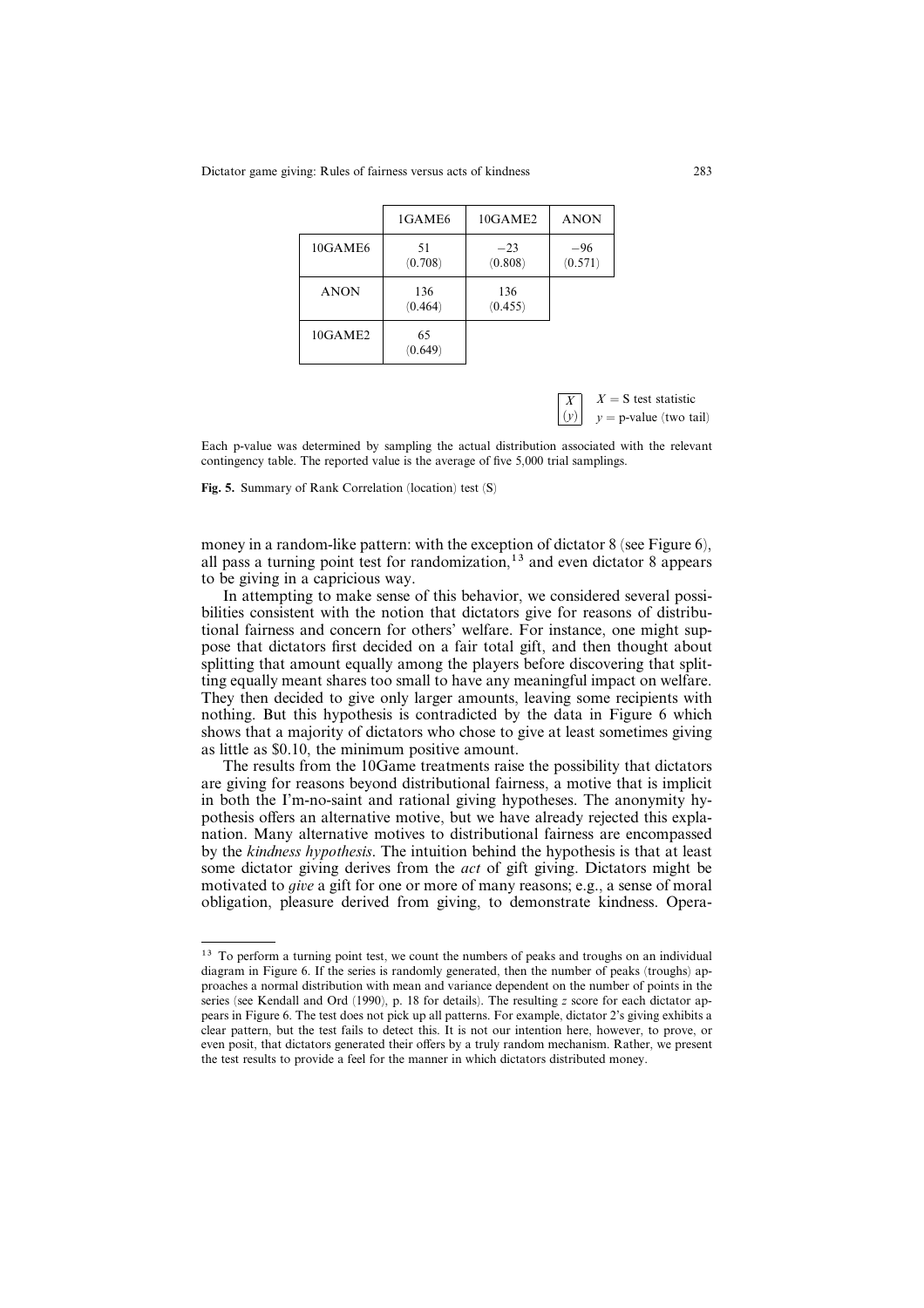| | 1GAME6 | 10GAME2 | ANON |
|---|---|---|---|
| 10GAME6 | 51 (0.708) | −23 (0.808) | −96 (0.571) |
| ANON | 136 (0.464) | 136 (0.455) | |
| 10GAME2 | 65 (0.649) | | |

$X$ = S test statistic
($y$) $y$ = p-value (two tail)

Each p-value was determined by sampling the actual distribution associated with the relevant contingency table. The reported value is the average of five 5,000 trial samplings.

**Fig. 5.** Summary of Rank Correlation (location) test (S)

money in a random-like pattern: with the exception of dictator 8 (see Figure 6), all pass a turning point test for randomization,[13] and even dictator 8 appears to be giving in a capricious way.

In attempting to make sense of this behavior, we considered several possibilities consistent with the notion that dictators give for reasons of distributional fairness and concern for others' welfare. For instance, one might suppose that dictators first decided on a fair total gift, and then thought about splitting that amount equally among the players before discovering that splitting equally meant shares too small to have any meaningful impact on welfare. They then decided to give only larger amounts, leaving some recipients with nothing. But this hypothesis is contradicted by the data in Figure 6 which shows that a majority of dictators who chose to give at least sometimes giving as little as \$0.10, the minimum positive amount.

The results from the 10Game treatments raise the possibility that dictators are giving for reasons beyond distributional fairness, a motive that is implicit in both the I'm-no-saint and rational giving hypotheses. The anonymity hypothesis offers an alternative motive, but we have already rejected this explanation. Many alternative motives to distributional fairness are encompassed by the *kindness hypothesis*. The intuition behind the hypothesis is that at least some dictator giving derives from the *act* of gift giving. Dictators might be motivated to *give* a gift for one or more of many reasons; e.g., a sense of moral obligation, pleasure derived from giving, to demonstrate kindness. Opera-

---

[13] To perform a turning point test, we count the numbers of peaks and troughs on an individual diagram in Figure 6. If the series is randomly generated, then the number of peaks (troughs) approaches a normal distribution with mean and variance dependent on the number of points in the series (see Kendall and Ord (1990), p. 18 for details). The resulting $z$ score for each dictator appears in Figure 6. The test does not pick up all patterns. For example, dictator 2's giving exhibits a clear pattern, but the test fails to detect this. It is not our intention here, however, to prove, or even posit, that dictators generated their offers by a truly random mechanism. Rather, we present the test results to provide a feel for the manner in which dictators distributed money.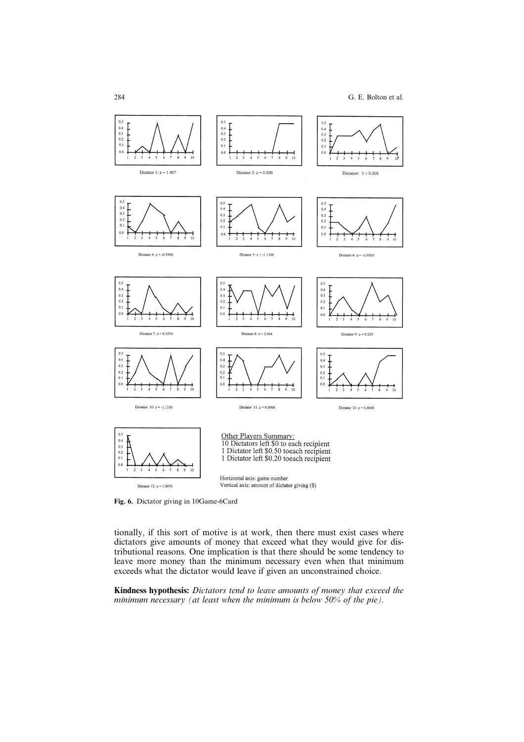Dictator 1: z = 1.907

Dictator 2: z = 0.000

Dictator: 3 = 0.000

Dictator 4: z = -0.5900

Dictator 5: z = -1.1100

Dictator 6: z = -0.9500

Dictator 7: z = 0.5530

Dictator 8: z = 2.064

Dictator 9: z = 0.295

Dictator 10: z = -1.1100

Dictator 11: z = 0.0000

Dictator 12: z = 0.0000

Dictator 13: z = 1.9070

Other Players Summary:
10 Dictators left $0 to each recipient
1 Dictator left $0.50 toeach recipient
1 Dictator left $0.20 toeach recipient

Horizontal axis: game number
Vertical axis: amount of dictator giving ($)

**Fig. 6.** Dictator giving in 10Game-6Card

tionally, if this sort of motive is at work, then there must exist cases where dictators give amounts of money that exceed what they would give for distributional reasons. One implication is that there should be some tendency to leave more money than the minimum necessary even when that minimum exceeds what the dictator would leave if given an unconstrained choice.

**Kindness hypothesis:** *Dictators tend to leave amounts of money that exceed the minimum necessary (at least when the minimum is below 50% of the pie).*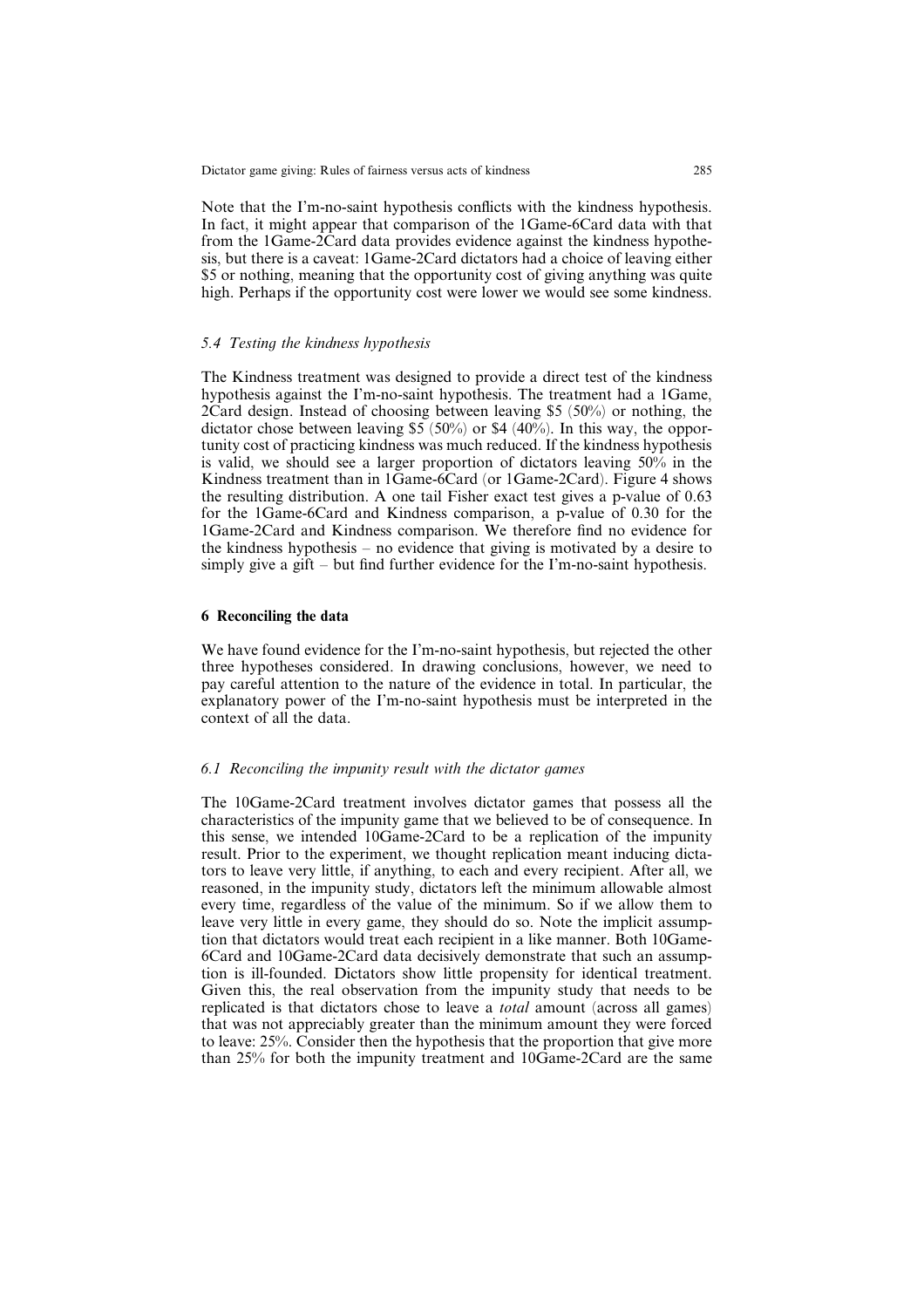Note that the I'm-no-saint hypothesis conflicts with the kindness hypothesis. In fact, it might appear that comparison of the 1Game-6Card data with that from the 1Game-2Card data provides evidence against the kindness hypothesis, but there is a caveat: 1Game-2Card dictators had a choice of leaving either \$5 or nothing, meaning that the opportunity cost of giving anything was quite high. Perhaps if the opportunity cost were lower we would see some kindness.

### *5.4 Testing the kindness hypothesis*

The Kindness treatment was designed to provide a direct test of the kindness hypothesis against the I'm-no-saint hypothesis. The treatment had a 1Game, 2Card design. Instead of choosing between leaving \$5 (50%) or nothing, the dictator chose between leaving \$5 (50%) or \$4 (40%). In this way, the opportunity cost of practicing kindness was much reduced. If the kindness hypothesis is valid, we should see a larger proportion of dictators leaving 50% in the Kindness treatment than in 1Game-6Card (or 1Game-2Card). Figure 4 shows the resulting distribution. A one tail Fisher exact test gives a p-value of 0.63 for the 1Game-6Card and Kindness comparison, a p-value of 0.30 for the 1Game-2Card and Kindness comparison. We therefore find no evidence for the kindness hypothesis – no evidence that giving is motivated by a desire to simply give a gift – but find further evidence for the I'm-no-saint hypothesis.

## 6 Reconciling the data

We have found evidence for the I'm-no-saint hypothesis, but rejected the other three hypotheses considered. In drawing conclusions, however, we need to pay careful attention to the nature of the evidence in total. In particular, the explanatory power of the I'm-no-saint hypothesis must be interpreted in the context of all the data.

### *6.1 Reconciling the impunity result with the dictator games*

The 10Game-2Card treatment involves dictator games that possess all the characteristics of the impunity game that we believed to be of consequence. In this sense, we intended 10Game-2Card to be a replication of the impunity result. Prior to the experiment, we thought replication meant inducing dictators to leave very little, if anything, to each and every recipient. After all, we reasoned, in the impunity study, dictators left the minimum allowable almost every time, regardless of the value of the minimum. So if we allow them to leave very little in every game, they should do so. Note the implicit assumption that dictators would treat each recipient in a like manner. Both 10Game-6Card and 10Game-2Card data decisively demonstrate that such an assumption is ill-founded. Dictators show little propensity for identical treatment. Given this, the real observation from the impunity study that needs to be replicated is that dictators chose to leave a *total* amount (across all games) that was not appreciably greater than the minimum amount they were forced to leave: 25%. Consider then the hypothesis that the proportion that give more than 25% for both the impunity treatment and 10Game-2Card are the same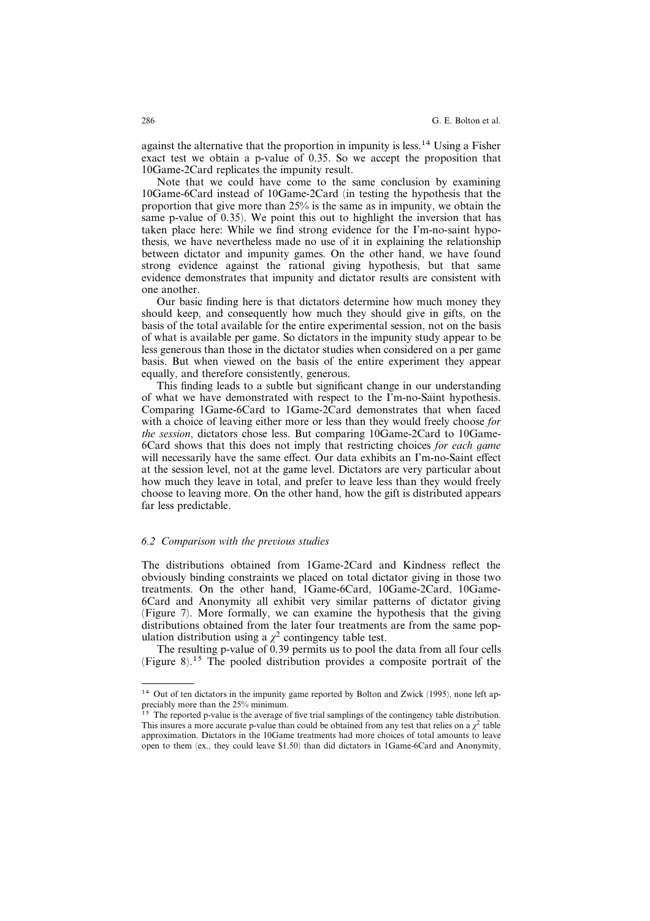against the alternative that the proportion in impunity is less.[14] Using a Fisher exact test we obtain a p-value of 0.35. So we accept the proposition that 10Game-2Card replicates the impunity result.

Note that we could have come to the same conclusion by examining 10Game-6Card instead of 10Game-2Card (in testing the hypothesis that the proportion that give more than 25% is the same as in impunity, we obtain the same p-value of 0.35). We point this out to highlight the inversion that has taken place here: While we find strong evidence for the I'm-no-saint hypothesis, we have nevertheless made no use of it in explaining the relationship between dictator and impunity games. On the other hand, we have found strong evidence against the rational giving hypothesis, but that same evidence demonstrates that impunity and dictator results are consistent with one another.

Our basic finding here is that dictators determine how much money they should keep, and consequently how much they should give in gifts, on the basis of the total available for the entire experimental session, not on the basis of what is available per game. So dictators in the impunity study appear to be less generous than those in the dictator studies when considered on a per game basis. But when viewed on the basis of the entire experiment they appear equally, and therefore consistently, generous.

This finding leads to a subtle but significant change in our understanding of what we have demonstrated with respect to the I'm-no-Saint hypothesis. Comparing 1Game-6Card to 1Game-2Card demonstrates that when faced with a choice of leaving either more or less than they would freely choose *for the session*, dictators chose less. But comparing 10Game-2Card to 10Game-6Card shows that this does not imply that restricting choices *for each game* will necessarily have the same effect. Our data exhibits an I'm-no-Saint effect at the session level, not at the game level. Dictators are very particular about how much they leave in total, and prefer to leave less than they would freely choose to leaving more. On the other hand, how the gift is distributed appears far less predictable.

### *6.2 Comparison with the previous studies*

The distributions obtained from 1Game-2Card and Kindness reflect the obviously binding constraints we placed on total dictator giving in those two treatments. On the other hand, 1Game-6Card, 10Game-2Card, 10Game-6Card and Anonymity all exhibit very similar patterns of dictator giving (Figure 7). More formally, we can examine the hypothesis that the giving distributions obtained from the later four treatments are from the same population distribution using a $\chi^2$ contingency table test.

The resulting p-value of 0.39 permits us to pool the data from all four cells (Figure 8).[15] The pooled distribution provides a composite portrait of the

---

[14] Out of ten dictators in the impunity game reported by Bolton and Zwick (1995), none left appreciably more than the 25% minimum.

[15] The reported p-value is the average of five trial samplings of the contingency table distribution. This insures a more accurate p-value than could be obtained from any test that relies on a $\chi^2$ table approximation. Dictators in the 10Game treatments had more choices of total amounts to leave open to them (ex., they could leave $1.50) than did dictators in 1Game-6Card and Anonymity,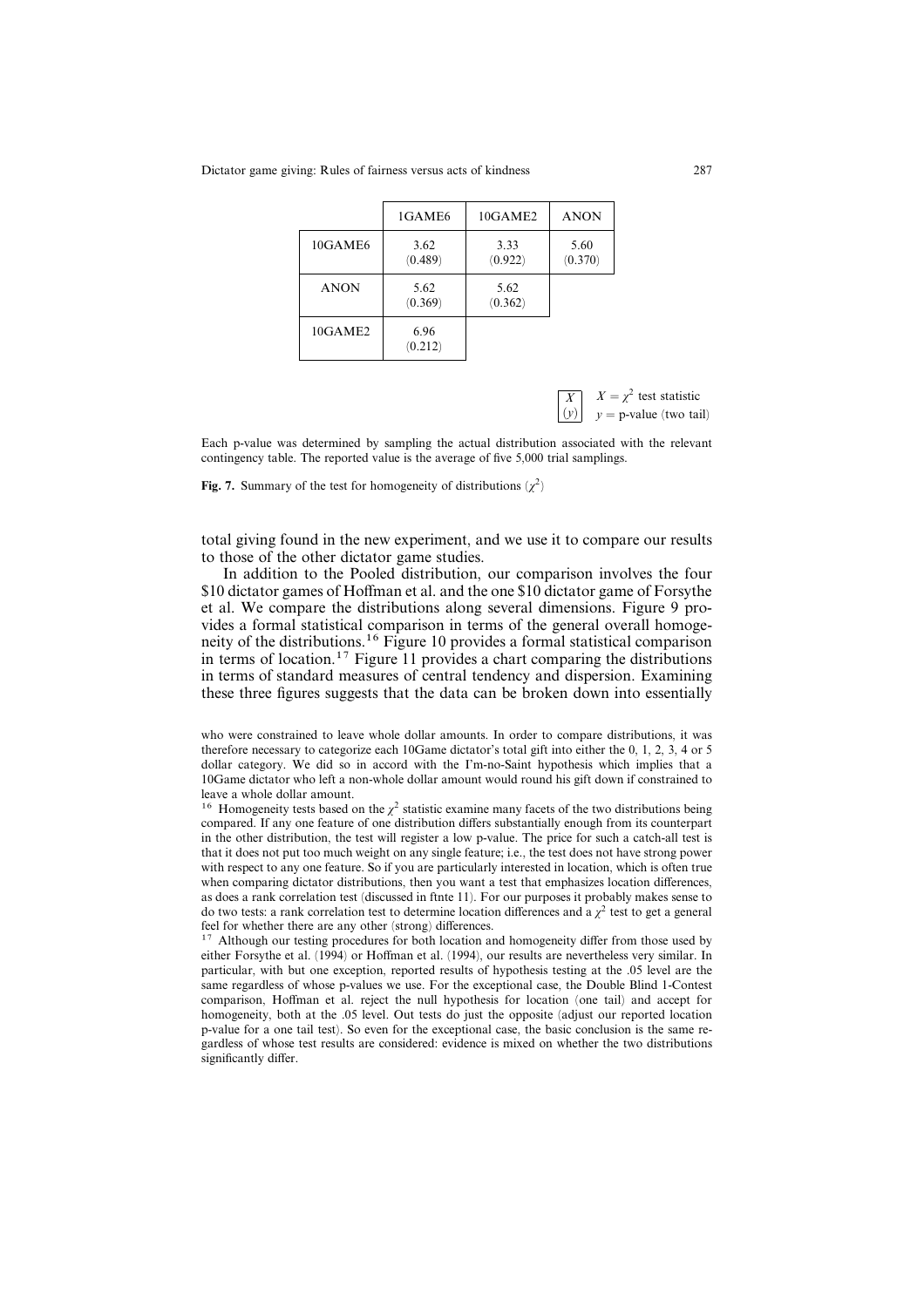| | 1GAME6 | 10GAME2 | ANON |
|---|---|---|---|
| 10GAME6 | 3.62 (0.489) | 3.33 (0.922) | 5.60 (0.370) |
| ANON | 5.62 (0.369) | 5.62 (0.362) | |
| 10GAME2 | 6.96 (0.212) | | |

$X$ $(y)$ — $X = \chi^2$ test statistic; $y$ = p-value (two tail)

Each p-value was determined by sampling the actual distribution associated with the relevant contingency table. The reported value is the average of five 5,000 trial samplings.

**Fig. 7.** Summary of the test for homogeneity of distributions ($\chi^2$)

total giving found in the new experiment, and we use it to compare our results to those of the other dictator game studies.

In addition to the Pooled distribution, our comparison involves the four \$10 dictator games of Hoffman et al. and the one \$10 dictator game of Forsythe et al. We compare the distributions along several dimensions. Figure 9 provides a formal statistical comparison in terms of the general overall homogeneity of the distributions.[16] Figure 10 provides a formal statistical comparison in terms of location.[17] Figure 11 provides a chart comparing the distributions in terms of standard measures of central tendency and dispersion. Examining these three figures suggests that the data can be broken down into essentially

who were constrained to leave whole dollar amounts. In order to compare distributions, it was therefore necessary to categorize each 10Game dictator's total gift into either the 0, 1, 2, 3, 4 or 5 dollar category. We did so in accord with the I'm-no-Saint hypothesis which implies that a 10Game dictator who left a non-whole dollar amount would round his gift down if constrained to leave a whole dollar amount.

[16] Homogeneity tests based on the $\chi^2$ statistic examine many facets of the two distributions being compared. If any one feature of one distribution differs substantially enough from its counterpart in the other distribution, the test will register a low p-value. The price for such a catch-all test is that it does not put too much weight on any single feature; i.e., the test does not have strong power with respect to any one feature. So if you are particularly interested in location, which is often true when comparing dictator distributions, then you want a test that emphasizes location differences, as does a rank correlation test (discussed in ftnte 11). For our purposes it probably makes sense to do two tests: a rank correlation test to determine location differences and a $\chi^2$ test to get a general feel for whether there are any other (strong) differences.

[17] Although our testing procedures for both location and homogeneity differ from those used by either Forsythe et al. (1994) or Hoffman et al. (1994), our results are nevertheless very similar. In particular, with but one exception, reported results of hypothesis testing at the .05 level are the same regardless of whose p-values we use. For the exceptional case, the Double Blind 1-Contest comparison, Hoffman et al. reject the null hypothesis for location (one tail) and accept for homogeneity, both at the .05 level. Out tests do just the opposite (adjust our reported location p-value for a one tail test). So even for the exceptional case, the basic conclusion is the same regardless of whose test results are considered: evidence is mixed on whether the two distributions significantly differ.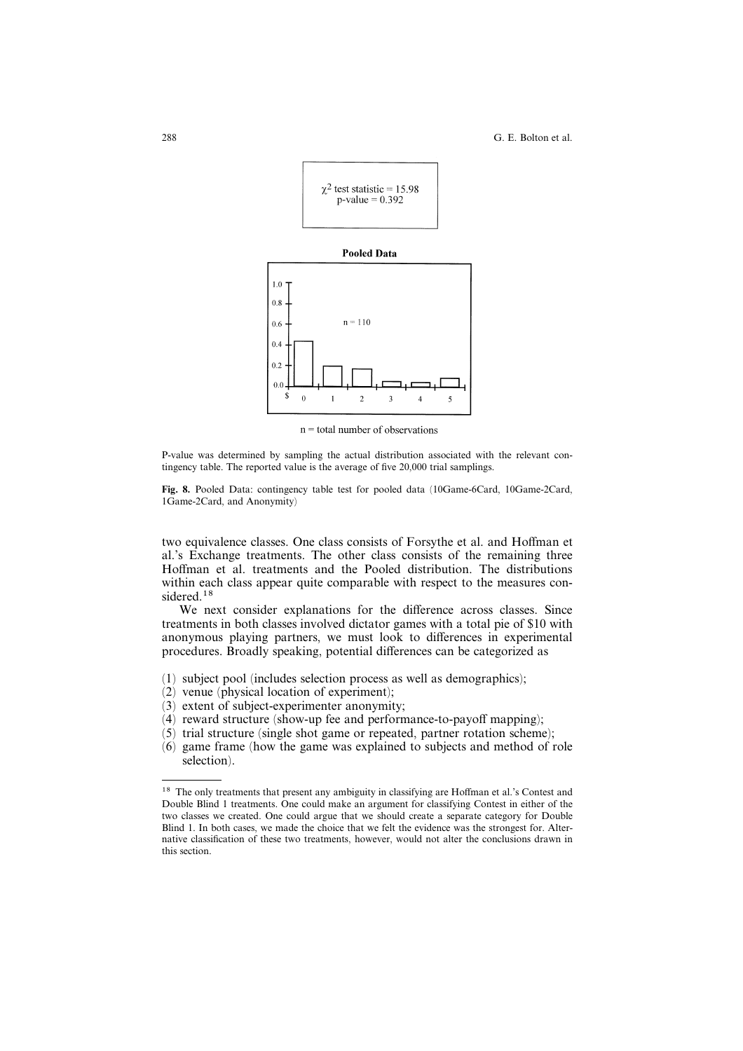$\chi^2$ test statistic = 15.98
p-value = 0.392

**Pooled Data**

n = 110

n = total number of observations

P-value was determined by sampling the actual distribution associated with the relevant contingency table. The reported value is the average of five 20,000 trial samplings.

**Fig. 8.** Pooled Data: contingency table test for pooled data (10Game-6Card, 10Game-2Card, 1Game-2Card, and Anonymity)

two equivalence classes. One class consists of Forsythe et al. and Hoffman et al.'s Exchange treatments. The other class consists of the remaining three Hoffman et al. treatments and the Pooled distribution. The distributions within each class appear quite comparable with respect to the measures considered.[18]

We next consider explanations for the difference across classes. Since treatments in both classes involved dictator games with a total pie of \$10 with anonymous playing partners, we must look to differences in experimental procedures. Broadly speaking, potential differences can be categorized as

(1) subject pool (includes selection process as well as demographics);
(2) venue (physical location of experiment);
(3) extent of subject-experimenter anonymity;
(4) reward structure (show-up fee and performance-to-payoff mapping);
(5) trial structure (single shot game or repeated, partner rotation scheme);
(6) game frame (how the game was explained to subjects and method of role selection).

---

[18] The only treatments that present any ambiguity in classifying are Hoffman et al.'s Contest and Double Blind 1 treatments. One could make an argument for classifying Contest in either of the two classes we created. One could argue that we should create a separate category for Double Blind 1. In both cases, we made the choice that we felt the evidence was the strongest for. Alternative classification of these two treatments, however, would not alter the conclusions drawn in this section.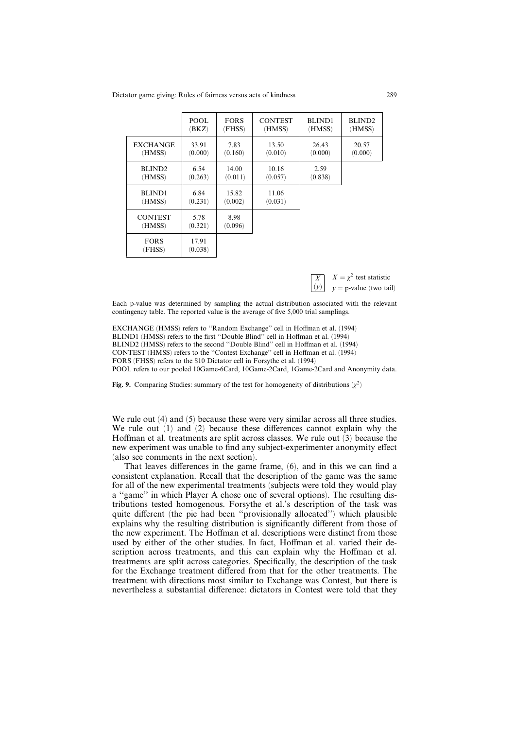| | POOL (BKZ) | FORS (FHSS) | CONTEST (HMSS) | BLIND1 (HMSS) | BLIND2 (HMSS) |
|---|---|---|---|---|---|
| EXCHANGE (HMSS) | 33.91 (0.000) | 7.83 (0.160) | 13.50 (0.010) | 26.43 (0.000) | 20.57 (0.000) |
| BLIND2 (HMSS) | 6.54 (0.263) | 14.00 (0.011) | 10.16 (0.057) | 2.59 (0.838) | |
| BLIND1 (HMSS) | 6.84 (0.231) | 15.82 (0.002) | 11.06 (0.031) | | |
| CONTEST (HMSS) | 5.78 (0.321) | 8.98 (0.096) | | | |
| FORS (FHSS) | 17.91 (0.038) | | | | |

X (y): $X = \chi^2$ test statistic; $y$ = p-value (two tail)

Each p-value was determined by sampling the actual distribution associated with the relevant contingency table. The reported value is the average of five 5,000 trial samplings.

EXCHANGE (HMSS) refers to "Random Exchange" cell in Hoffman et al. (1994)
BLIND1 (HMSS) refers to the first "Double Blind" cell in Hoffman et al. (1994)
BLIND2 (HMSS) refers to the second "Double Blind" cell in Hoffman et al. (1994)
CONTEST (HMSS) refers to the "Contest Exchange" cell in Hoffman et al. (1994)
FORS (FHSS) refers to the $10 Dictator cell in Forsythe et al. (1994)
POOL refers to our pooled 10Game-6Card, 10Game-2Card, 1Game-2Card and Anonymity data.

**Fig. 9.** Comparing Studies: summary of the test for homogeneity of distributions ($\chi^2$)

We rule out (4) and (5) because these were very similar across all three studies. We rule out (1) and (2) because these differences cannot explain why the Hoffman et al. treatments are split across classes. We rule out (3) because the new experiment was unable to find any subject-experimenter anonymity effect (also see comments in the next section).

That leaves differences in the game frame, (6), and in this we can find a consistent explanation. Recall that the description of the game was the same for all of the new experimental treatments (subjects were told they would play a "game" in which Player A chose one of several options). The resulting distributions tested homogenous. Forsythe et al.'s description of the task was quite different (the pie had been "provisionally allocated") which plausible explains why the resulting distribution is significantly different from those of the new experiment. The Hoffman et al. descriptions were distinct from those used by either of the other studies. In fact, Hoffman et al. varied their description across treatments, and this can explain why the Hoffman et al. treatments are split across categories. Specifically, the description of the task for the Exchange treatment differed from that for the other treatments. The treatment with directions most similar to Exchange was Contest, but there is nevertheless a substantial difference: dictators in Contest were told that they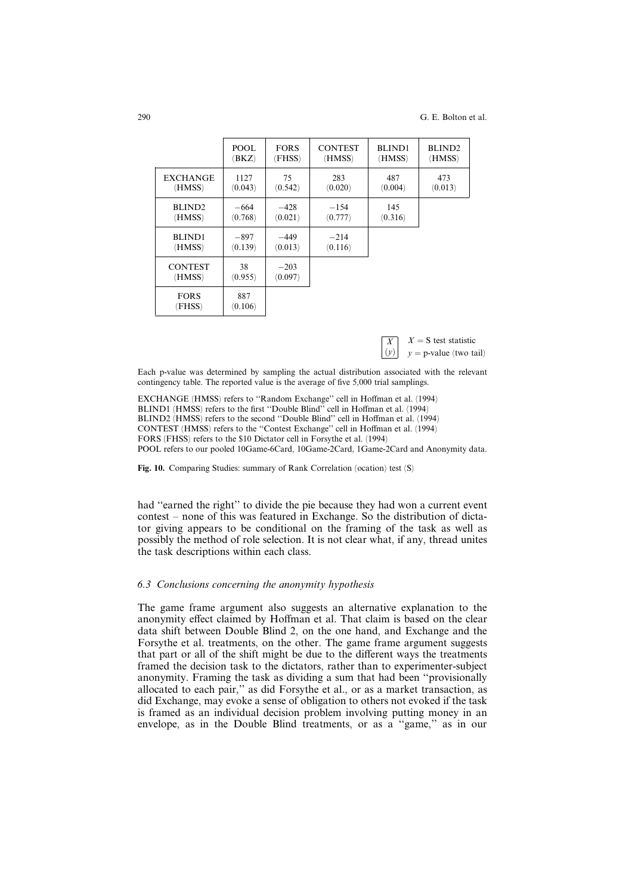| | POOL (BKZ) | FORS (FHSS) | CONTEST (HMSS) | BLIND1 (HMSS) | BLIND2 (HMSS) |
|---|---|---|---|---|---|
| EXCHANGE (HMSS) | 1127 (0.043) | 75 (0.542) | 283 (0.020) | 487 (0.004) | 473 (0.013) |
| BLIND2 (HMSS) | −664 (0.768) | −428 (0.021) | −154 (0.777) | 145 (0.316) | |
| BLIND1 (HMSS) | −897 (0.139) | −449 (0.013) | −214 (0.116) | | |
| CONTEST (HMSS) | 38 (0.955) | −203 (0.097) | | | |
| FORS (FHSS) | 887 (0.106) | | | | |

$X$ ($y$): $X$ = S test statistic, $y$ = p-value (two tail)

Each p-value was determined by sampling the actual distribution associated with the relevant contingency table. The reported value is the average of five 5,000 trial samplings.

EXCHANGE (HMSS) refers to "Random Exchange" cell in Hoffman et al. (1994)
BLIND1 (HMSS) refers to the first "Double Blind" cell in Hoffman et al. (1994)
BLIND2 (HMSS) refers to the second "Double Blind" cell in Hoffman et al. (1994)
CONTEST (HMSS) refers to the "Contest Exchange" cell in Hoffman et al. (1994)
FORS (FHSS) refers to the $10 Dictator cell in Forsythe et al. (1994)
POOL refers to our pooled 10Game-6Card, 10Game-2Card, 1Game-2Card and Anonymity data.

**Fig. 10.** Comparing Studies: summary of Rank Correlation (ocation) test (S)

had "earned the right" to divide the pie because they had won a current event contest – none of this was featured in Exchange. So the distribution of dictator giving appears to be conditional on the framing of the task as well as possibly the method of role selection. It is not clear what, if any, thread unites the task descriptions within each class.

### *6.3 Conclusions concerning the anonymity hypothesis*

The game frame argument also suggests an alternative explanation to the anonymity effect claimed by Hoffman et al. That claim is based on the clear data shift between Double Blind 2, on the one hand, and Exchange and the Forsythe et al. treatments, on the other. The game frame argument suggests that part or all of the shift might be due to the different ways the treatments framed the decision task to the dictators, rather than to experimenter-subject anonymity. Framing the task as dividing a sum that had been "provisionally allocated to each pair," as did Forsythe et al., or as a market transaction, as did Exchange, may evoke a sense of obligation to others not evoked if the task is framed as an individual decision problem involving putting money in an envelope, as in the Double Blind treatments, or as a "game," as in our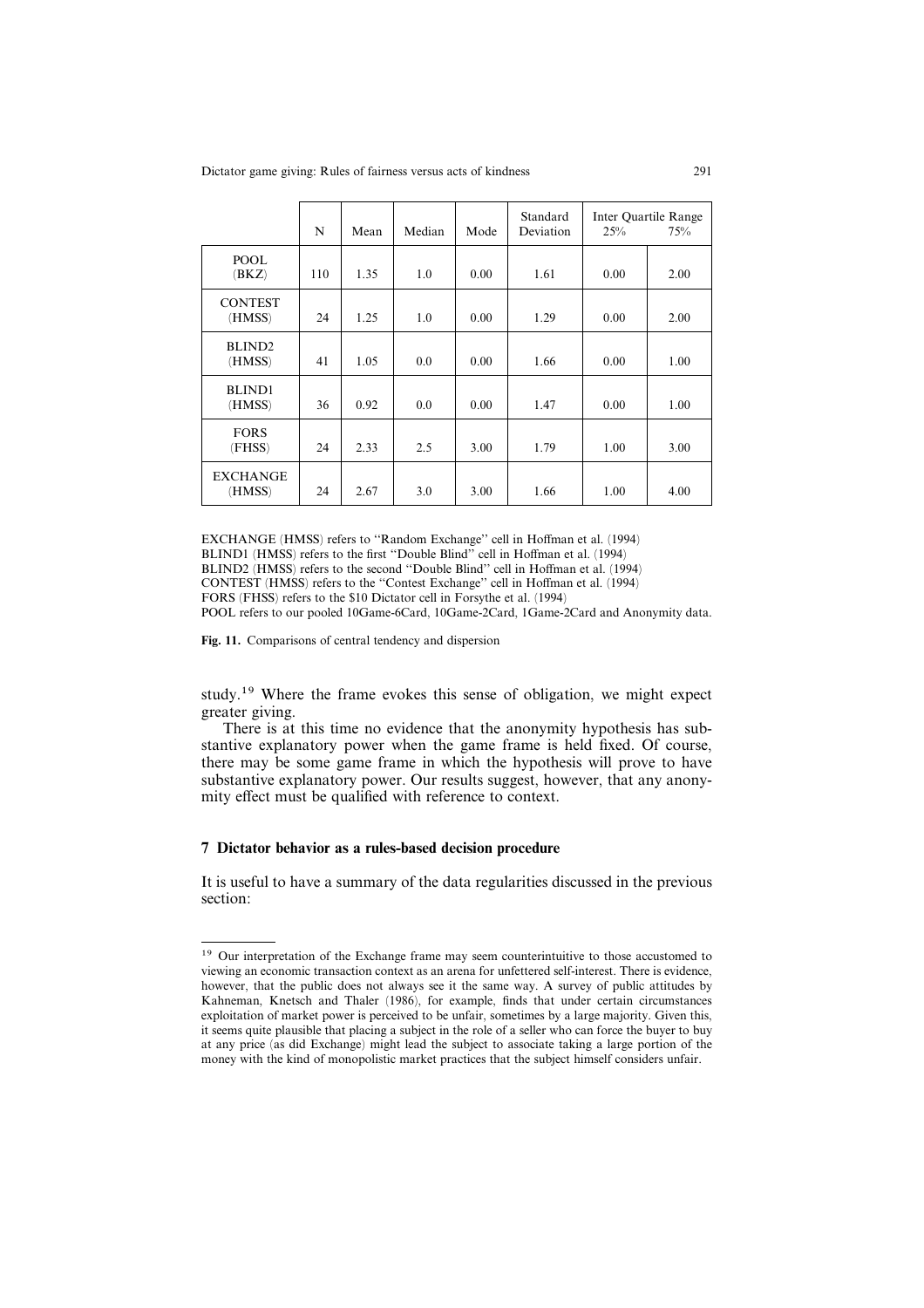| | N | Mean | Median | Mode | Standard Deviation | Inter Quartile Range 25% | 75% |
|---|---|---|---|---|---|---|---|
| POOL (BKZ) | 110 | 1.35 | 1.0 | 0.00 | 1.61 | 0.00 | 2.00 |
| CONTEST (HMSS) | 24 | 1.25 | 1.0 | 0.00 | 1.29 | 0.00 | 2.00 |
| BLIND2 (HMSS) | 41 | 1.05 | 0.0 | 0.00 | 1.66 | 0.00 | 1.00 |
| BLIND1 (HMSS) | 36 | 0.92 | 0.0 | 0.00 | 1.47 | 0.00 | 1.00 |
| FORS (FHSS) | 24 | 2.33 | 2.5 | 3.00 | 1.79 | 1.00 | 3.00 |
| EXCHANGE (HMSS) | 24 | 2.67 | 3.0 | 3.00 | 1.66 | 1.00 | 4.00 |

EXCHANGE (HMSS) refers to "Random Exchange" cell in Hoffman et al. (1994)
BLIND1 (HMSS) refers to the first "Double Blind" cell in Hoffman et al. (1994)
BLIND2 (HMSS) refers to the second "Double Blind" cell in Hoffman et al. (1994)
CONTEST (HMSS) refers to the "Contest Exchange" cell in Hoffman et al. (1994)
FORS (FHSS) refers to the $10 Dictator cell in Forsythe et al. (1994)
POOL refers to our pooled 10Game-6Card, 10Game-2Card, 1Game-2Card and Anonymity data.

**Fig. 11.** Comparisons of central tendency and dispersion

study.[19] Where the frame evokes this sense of obligation, we might expect greater giving.

There is at this time no evidence that the anonymity hypothesis has substantive explanatory power when the game frame is held fixed. Of course, there may be some game frame in which the hypothesis will prove to have substantive explanatory power. Our results suggest, however, that any anonymity effect must be qualified with reference to context.

## 7 Dictator behavior as a rules-based decision procedure

It is useful to have a summary of the data regularities discussed in the previous section:

[19] Our interpretation of the Exchange frame may seem counterintuitive to those accustomed to viewing an economic transaction context as an arena for unfettered self-interest. There is evidence, however, that the public does not always see it the same way. A survey of public attitudes by Kahneman, Knetsch and Thaler (1986), for example, finds that under certain circumstances exploitation of market power is perceived to be unfair, sometimes by a large majority. Given this, it seems quite plausible that placing a subject in the role of a seller who can force the buyer to buy at any price (as did Exchange) might lead the subject to associate taking a large portion of the money with the kind of monopolistic market practices that the subject himself considers unfair.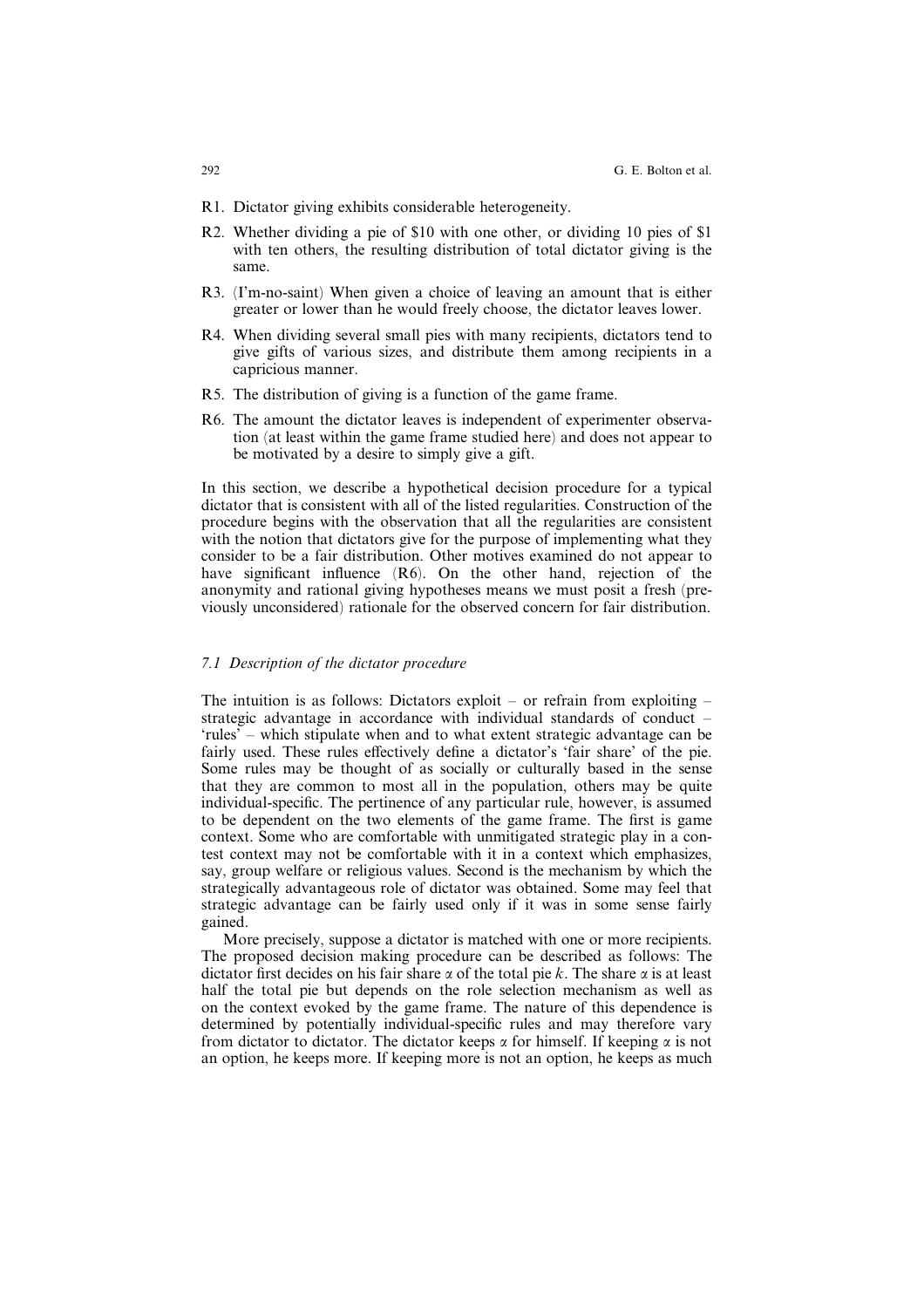R1. Dictator giving exhibits considerable heterogeneity.

R2. Whether dividing a pie of $10 with one other, or dividing 10 pies of $1 with ten others, the resulting distribution of total dictator giving is the same.

R3. (I'm-no-saint) When given a choice of leaving an amount that is either greater or lower than he would freely choose, the dictator leaves lower.

R4. When dividing several small pies with many recipients, dictators tend to give gifts of various sizes, and distribute them among recipients in a capricious manner.

R5. The distribution of giving is a function of the game frame.

R6. The amount the dictator leaves is independent of experimenter observation (at least within the game frame studied here) and does not appear to be motivated by a desire to simply give a gift.

In this section, we describe a hypothetical decision procedure for a typical dictator that is consistent with all of the listed regularities. Construction of the procedure begins with the observation that all the regularities are consistent with the notion that dictators give for the purpose of implementing what they consider to be a fair distribution. Other motives examined do not appear to have significant influence (R6). On the other hand, rejection of the anonymity and rational giving hypotheses means we must posit a fresh (previously unconsidered) rationale for the observed concern for fair distribution.

### 7.1 Description of the dictator procedure

The intuition is as follows: Dictators exploit – or refrain from exploiting – strategic advantage in accordance with individual standards of conduct – 'rules' – which stipulate when and to what extent strategic advantage can be fairly used. These rules effectively define a dictator's 'fair share' of the pie. Some rules may be thought of as socially or culturally based in the sense that they are common to most all in the population, others may be quite individual-specific. The pertinence of any particular rule, however, is assumed to be dependent on the two elements of the game frame. The first is game context. Some who are comfortable with unmitigated strategic play in a contest context may not be comfortable with it in a context which emphasizes, say, group welfare or religious values. Second is the mechanism by which the strategically advantageous role of dictator was obtained. Some may feel that strategic advantage can be fairly used only if it was in some sense fairly gained.

More precisely, suppose a dictator is matched with one or more recipients. The proposed decision making procedure can be described as follows: The dictator first decides on his fair share $\alpha$ of the total pie $k$. The share $\alpha$ is at least half the total pie but depends on the role selection mechanism as well as on the context evoked by the game frame. The nature of this dependence is determined by potentially individual-specific rules and may therefore vary from dictator to dictator. The dictator keeps $\alpha$ for himself. If keeping $\alpha$ is not an option, he keeps more. If keeping more is not an option, he keeps as much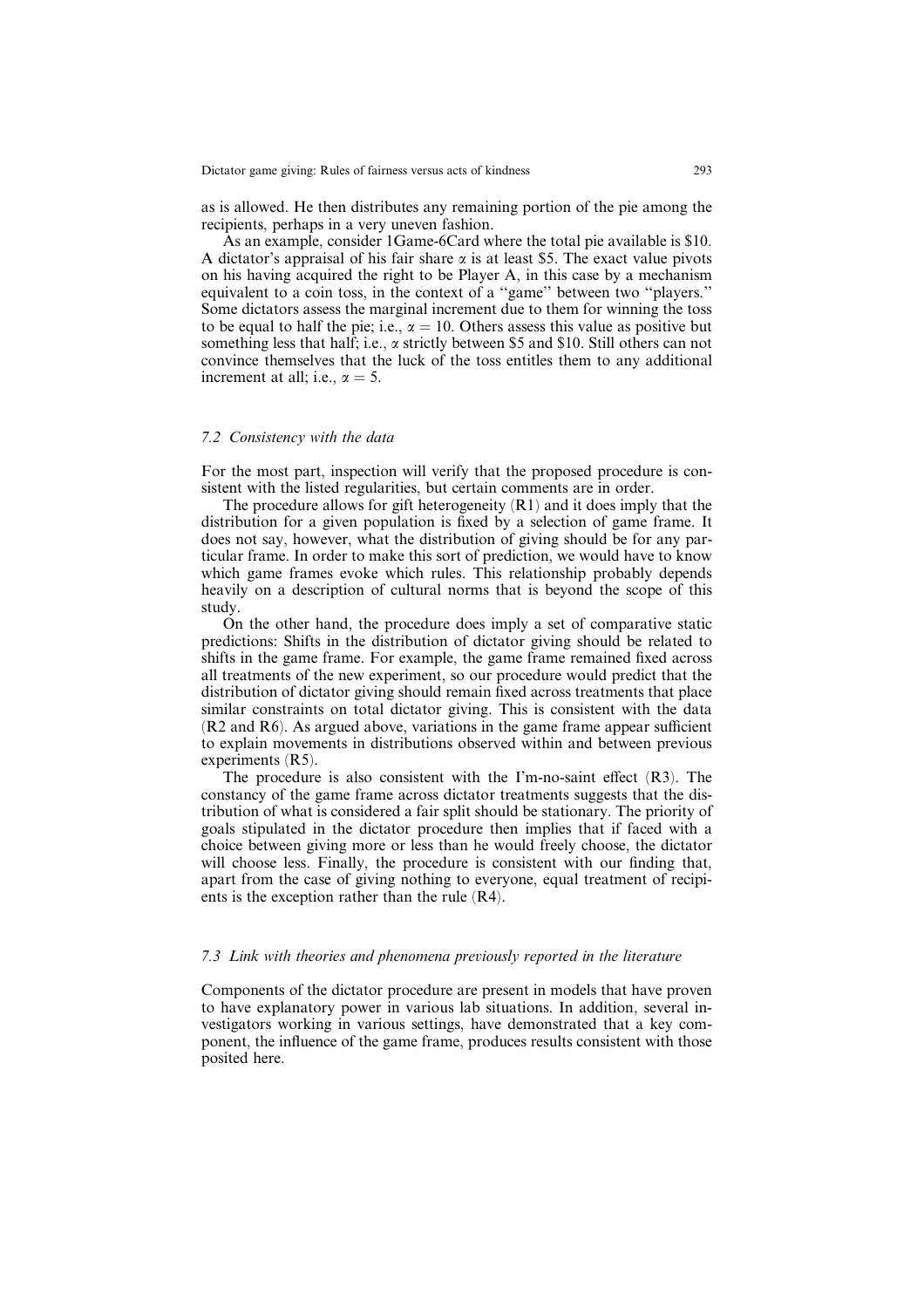as is allowed. He then distributes any remaining portion of the pie among the recipients, perhaps in a very uneven fashion.

As an example, consider 1Game-6Card where the total pie available is \$10. A dictator's appraisal of his fair share $\alpha$ is at least \$5. The exact value pivots on his having acquired the right to be Player A, in this case by a mechanism equivalent to a coin toss, in the context of a "game" between two "players." Some dictators assess the marginal increment due to them for winning the toss to be equal to half the pie; i.e., $\alpha = 10$. Others assess this value as positive but something less that half; i.e., $\alpha$ strictly between \$5 and \$10. Still others can not convince themselves that the luck of the toss entitles them to any additional increment at all; i.e., $\alpha = 5$.

### *7.2 Consistency with the data*

For the most part, inspection will verify that the proposed procedure is consistent with the listed regularities, but certain comments are in order.

The procedure allows for gift heterogeneity (R1) and it does imply that the distribution for a given population is fixed by a selection of game frame. It does not say, however, what the distribution of giving should be for any particular frame. In order to make this sort of prediction, we would have to know which game frames evoke which rules. This relationship probably depends heavily on a description of cultural norms that is beyond the scope of this study.

On the other hand, the procedure does imply a set of comparative static predictions: Shifts in the distribution of dictator giving should be related to shifts in the game frame. For example, the game frame remained fixed across all treatments of the new experiment, so our procedure would predict that the distribution of dictator giving should remain fixed across treatments that place similar constraints on total dictator giving. This is consistent with the data (R2 and R6). As argued above, variations in the game frame appear sufficient to explain movements in distributions observed within and between previous experiments (R5).

The procedure is also consistent with the I'm-no-saint effect (R3). The constancy of the game frame across dictator treatments suggests that the distribution of what is considered a fair split should be stationary. The priority of goals stipulated in the dictator procedure then implies that if faced with a choice between giving more or less than he would freely choose, the dictator will choose less. Finally, the procedure is consistent with our finding that, apart from the case of giving nothing to everyone, equal treatment of recipients is the exception rather than the rule (R4).

### *7.3 Link with theories and phenomena previously reported in the literature*

Components of the dictator procedure are present in models that have proven to have explanatory power in various lab situations. In addition, several investigators working in various settings, have demonstrated that a key component, the influence of the game frame, produces results consistent with those posited here.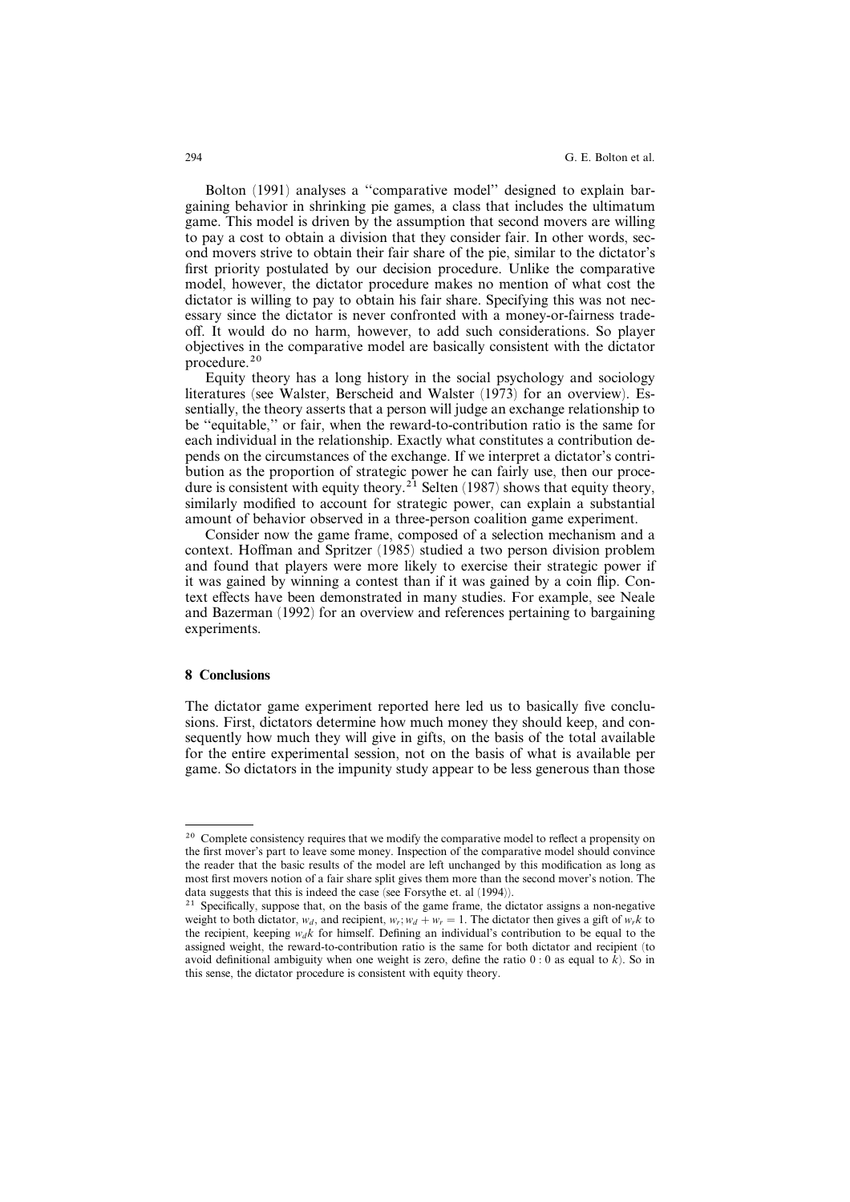Bolton (1991) analyses a "comparative model" designed to explain bargaining behavior in shrinking pie games, a class that includes the ultimatum game. This model is driven by the assumption that second movers are willing to pay a cost to obtain a division that they consider fair. In other words, second movers strive to obtain their fair share of the pie, similar to the dictator's first priority postulated by our decision procedure. Unlike the comparative model, however, the dictator procedure makes no mention of what cost the dictator is willing to pay to obtain his fair share. Specifying this was not necessary since the dictator is never confronted with a money-or-fairness tradeoff. It would do no harm, however, to add such considerations. So player objectives in the comparative model are basically consistent with the dictator procedure.[20]

Equity theory has a long history in the social psychology and sociology literatures (see Walster, Berscheid and Walster (1973) for an overview). Essentially, the theory asserts that a person will judge an exchange relationship to be "equitable," or fair, when the reward-to-contribution ratio is the same for each individual in the relationship. Exactly what constitutes a contribution depends on the circumstances of the exchange. If we interpret a dictator's contribution as the proportion of strategic power he can fairly use, then our procedure is consistent with equity theory.[21] Selten (1987) shows that equity theory, similarly modified to account for strategic power, can explain a substantial amount of behavior observed in a three-person coalition game experiment.

Consider now the game frame, composed of a selection mechanism and a context. Hoffman and Spritzer (1985) studied a two person division problem and found that players were more likely to exercise their strategic power if it was gained by winning a contest than if it was gained by a coin flip. Context effects have been demonstrated in many studies. For example, see Neale and Bazerman (1992) for an overview and references pertaining to bargaining experiments.

## 8 Conclusions

The dictator game experiment reported here led us to basically five conclusions. First, dictators determine how much money they should keep, and consequently how much they will give in gifts, on the basis of the total available for the entire experimental session, not on the basis of what is available per game. So dictators in the impunity study appear to be less generous than those

---

[20] Complete consistency requires that we modify the comparative model to reflect a propensity on the first mover's part to leave some money. Inspection of the comparative model should convince the reader that the basic results of the model are left unchanged by this modification as long as most first movers notion of a fair share split gives them more than the second mover's notion. The data suggests that this is indeed the case (see Forsythe et. al (1994)).

[21] Specifically, suppose that, on the basis of the game frame, the dictator assigns a non-negative weight to both dictator, $w_d$, and recipient, $w_r; w_d + w_r = 1$. The dictator then gives a gift of $w_r k$ to the recipient, keeping $w_d k$ for himself. Defining an individual's contribution to be equal to the assigned weight, the reward-to-contribution ratio is the same for both dictator and recipient (to avoid definitional ambiguity when one weight is zero, define the ratio $0:0$ as equal to $k$). So in this sense, the dictator procedure is consistent with equity theory.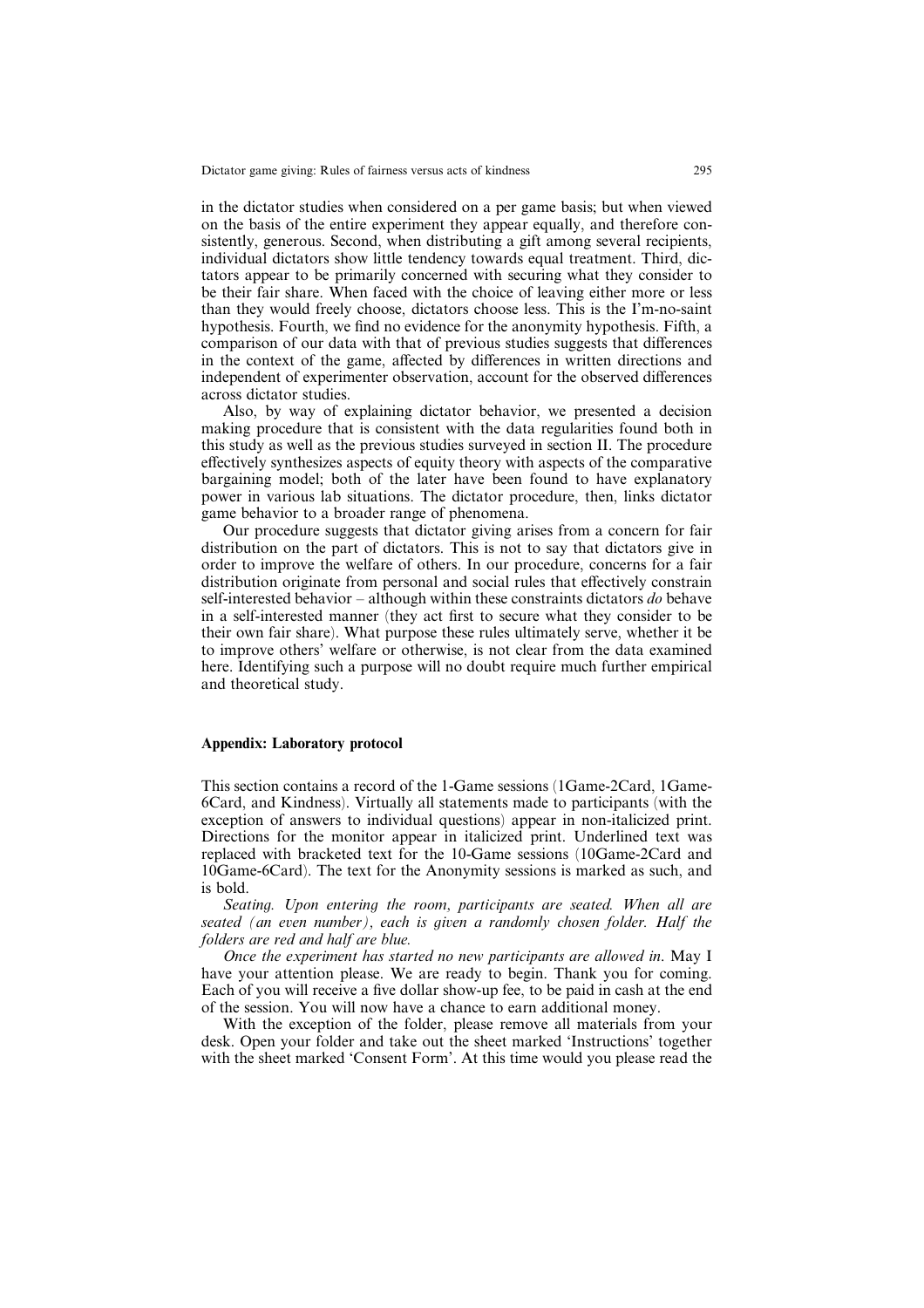in the dictator studies when considered on a per game basis; but when viewed on the basis of the entire experiment they appear equally, and therefore consistently, generous. Second, when distributing a gift among several recipients, individual dictators show little tendency towards equal treatment. Third, dictators appear to be primarily concerned with securing what they consider to be their fair share. When faced with the choice of leaving either more or less than they would freely choose, dictators choose less. This is the I'm-no-saint hypothesis. Fourth, we find no evidence for the anonymity hypothesis. Fifth, a comparison of our data with that of previous studies suggests that differences in the context of the game, affected by differences in written directions and independent of experimenter observation, account for the observed differences across dictator studies.

Also, by way of explaining dictator behavior, we presented a decision making procedure that is consistent with the data regularities found both in this study as well as the previous studies surveyed in section II. The procedure effectively synthesizes aspects of equity theory with aspects of the comparative bargaining model; both of the later have been found to have explanatory power in various lab situations. The dictator procedure, then, links dictator game behavior to a broader range of phenomena.

Our procedure suggests that dictator giving arises from a concern for fair distribution on the part of dictators. This is not to say that dictators give in order to improve the welfare of others. In our procedure, concerns for a fair distribution originate from personal and social rules that effectively constrain self-interested behavior – although within these constraints dictators *do* behave in a self-interested manner (they act first to secure what they consider to be their own fair share). What purpose these rules ultimately serve, whether it be to improve others' welfare or otherwise, is not clear from the data examined here. Identifying such a purpose will no doubt require much further empirical and theoretical study.

## Appendix: Laboratory protocol

This section contains a record of the 1-Game sessions (1Game-2Card, 1Game-6Card, and Kindness). Virtually all statements made to participants (with the exception of answers to individual questions) appear in non-italicized print. Directions for the monitor appear in italicized print. Underlined text was replaced with bracketed text for the 10-Game sessions (10Game-2Card and 10Game-6Card). The text for the Anonymity sessions is marked as such, and is bold.

*Seating. Upon entering the room, participants are seated. When all are seated (an even number), each is given a randomly chosen folder. Half the folders are red and half are blue.*

*Once the experiment has started no new participants are allowed in.* May I have your attention please. We are ready to begin. Thank you for coming. Each of you will receive a five dollar show-up fee, to be paid in cash at the end of the session. You will now have a chance to earn additional money.

With the exception of the folder, please remove all materials from your desk. Open your folder and take out the sheet marked 'Instructions' together with the sheet marked 'Consent Form'. At this time would you please read the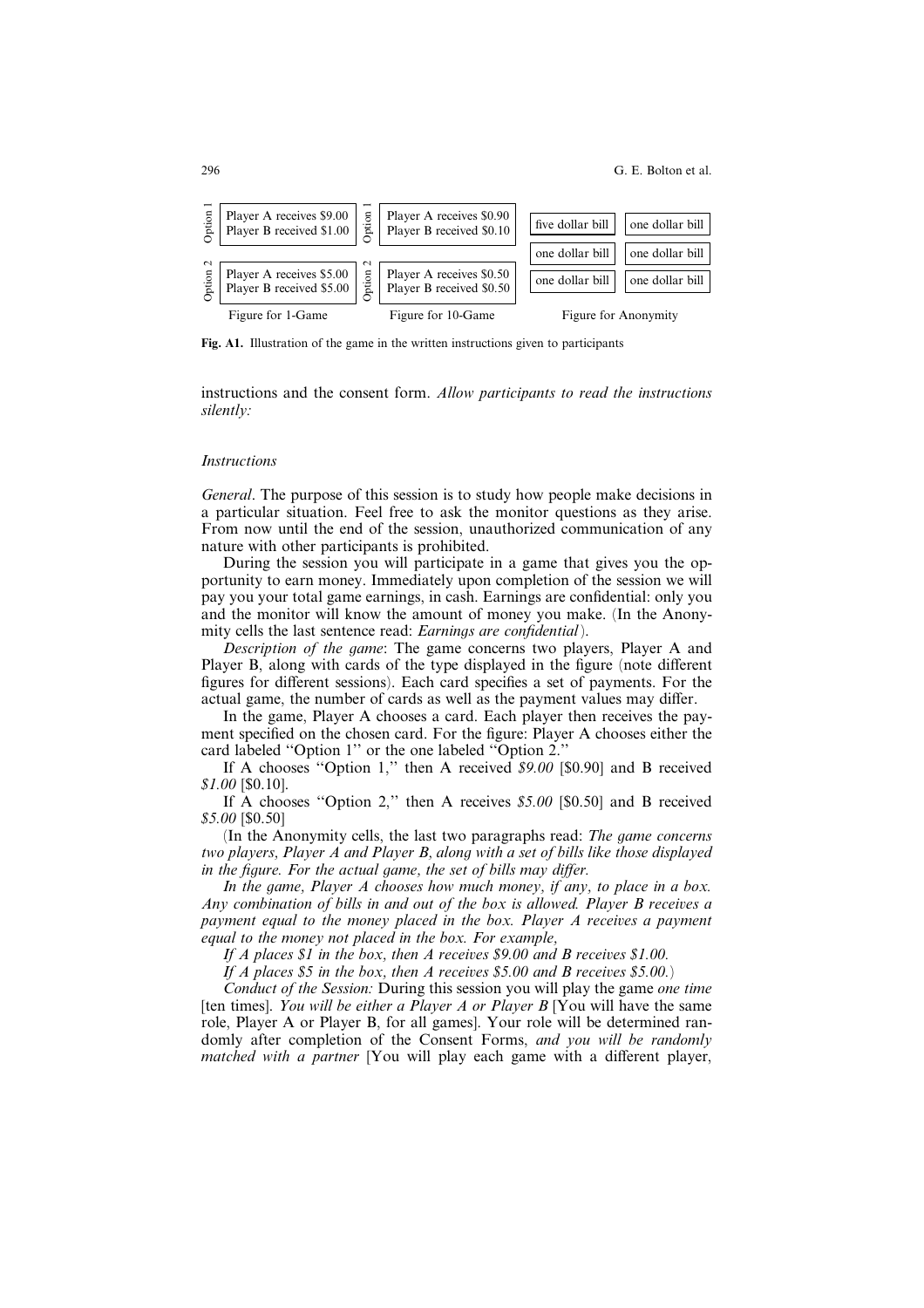| Option 1 | Player A receives $9.00<br>Player B received $1.00 | Option 1 | Player A receives $0.90<br>Player B received $0.10 | five dollar bill | one dollar bill |
|---|---|---|---|---|---|
| | | | | one dollar bill | one dollar bill |
| Option 2 | Player A receives $5.00<br>Player B received $5.00 | Option 2 | Player A receives $0.50<br>Player B received $0.50 | one dollar bill | one dollar bill |
| | Figure for 1-Game | | Figure for 10-Game | Figure for Anonymity | |

**Fig. A1.** Illustration of the game in the written instructions given to participants

instructions and the consent form. *Allow participants to read the instructions silently:*

*Instructions*

*General*. The purpose of this session is to study how people make decisions in a particular situation. Feel free to ask the monitor questions as they arise. From now until the end of the session, unauthorized communication of any nature with other participants is prohibited.

During the session you will participate in a game that gives you the opportunity to earn money. Immediately upon completion of the session we will pay you your total game earnings, in cash. Earnings are confidential: only you and the monitor will know the amount of money you make. (In the Anonymity cells the last sentence read: *Earnings are confidential*).

*Description of the game*: The game concerns two players, Player A and Player B, along with cards of the type displayed in the figure (note different figures for different sessions). Each card specifies a set of payments. For the actual game, the number of cards as well as the payment values may differ.

In the game, Player A chooses a card. Each player then receives the payment specified on the chosen card. For the figure: Player A chooses either the card labeled "Option 1" or the one labeled "Option 2."

If A chooses "Option 1," then A received *$9.00* [$0.90] and B received *$1.00* [$0.10].

If A chooses "Option 2," then A receives *$5.00* [$0.50] and B received *$5.00* [$0.50]

(In the Anonymity cells, the last two paragraphs read: *The game concerns two players, Player A and Player B, along with a set of bills like those displayed in the figure. For the actual game, the set of bills may differ.*

*In the game, Player A chooses how much money, if any, to place in a box. Any combination of bills in and out of the box is allowed. Player B receives a payment equal to the money placed in the box. Player A receives a payment equal to the money not placed in the box. For example,*

*If A places $1 in the box, then A receives $9.00 and B receives $1.00.*

*If A places $5 in the box, then A receives $5.00 and B receives $5.00.*)

*Conduct of the Session:* During this session you will play the game *one time* [ten times]. *You will be either a Player A or Player B* [You will have the same role, Player A or Player B, for all games]. Your role will be determined randomly after completion of the Consent Forms, *and you will be randomly matched with a partner* [You will play each game with a different player,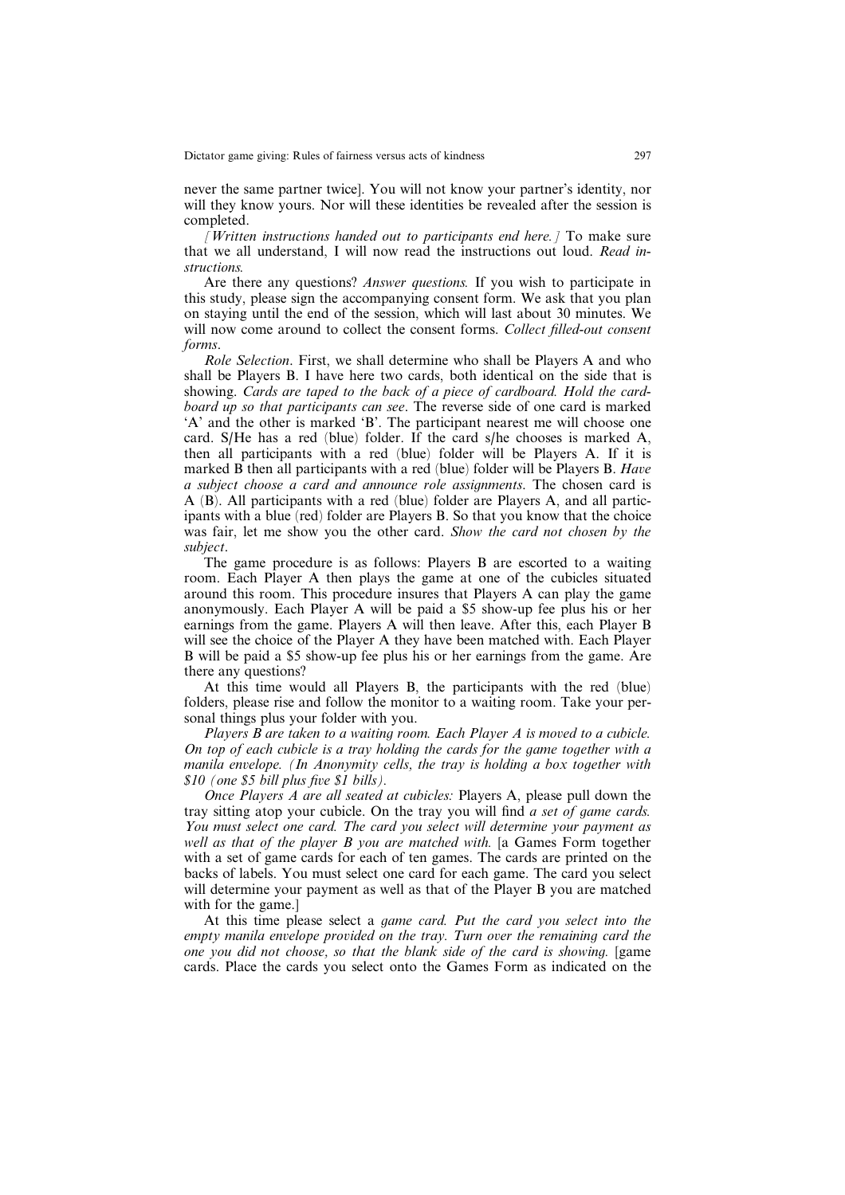never the same partner twice]. You will not know your partner's identity, nor will they know yours. Nor will these identities be revealed after the session is completed.

*[Written instructions handed out to participants end here.]* To make sure that we all understand, I will now read the instructions out loud. *Read instructions.*

Are there any questions? *Answer questions.* If you wish to participate in this study, please sign the accompanying consent form. We ask that you plan on staying until the end of the session, which will last about 30 minutes. We will now come around to collect the consent forms. *Collect filled-out consent forms.*

*Role Selection*. First, we shall determine who shall be Players A and who shall be Players B. I have here two cards, both identical on the side that is showing. *Cards are taped to the back of a piece of cardboard. Hold the cardboard up so that participants can see*. The reverse side of one card is marked 'A' and the other is marked 'B'. The participant nearest me will choose one card. S/He has a red (blue) folder. If the card s/he chooses is marked A, then all participants with a red (blue) folder will be Players A. If it is marked B then all participants with a red (blue) folder will be Players B. *Have a subject choose a card and announce role assignments*. The chosen card is A (B). All participants with a red (blue) folder are Players A, and all participants with a blue (red) folder are Players B. So that you know that the choice was fair, let me show you the other card. *Show the card not chosen by the subject*.

The game procedure is as follows: Players B are escorted to a waiting room. Each Player A then plays the game at one of the cubicles situated around this room. This procedure insures that Players A can play the game anonymously. Each Player A will be paid a \$5 show-up fee plus his or her earnings from the game. Players A will then leave. After this, each Player B will see the choice of the Player A they have been matched with. Each Player B will be paid a \$5 show-up fee plus his or her earnings from the game. Are there any questions?

At this time would all Players B, the participants with the red (blue) folders, please rise and follow the monitor to a waiting room. Take your personal things plus your folder with you.

*Players B are taken to a waiting room. Each Player A is moved to a cubicle. On top of each cubicle is a tray holding the cards for the game together with a manila envelope. (In Anonymity cells, the tray is holding a box together with \$10 (one \$5 bill plus five \$1 bills).*

*Once Players A are all seated at cubicles:* Players A, please pull down the tray sitting atop your cubicle. On the tray you will find *a set of game cards. You must select one card. The card you select will determine your payment as well as that of the player B you are matched with.* [a Games Form together with a set of game cards for each of ten games. The cards are printed on the backs of labels. You must select one card for each game. The card you select will determine your payment as well as that of the Player B you are matched with for the game.]

At this time please select a *game card. Put the card you select into the empty manila envelope provided on the tray. Turn over the remaining card the one you did not choose, so that the blank side of the card is showing.* [game cards. Place the cards you select onto the Games Form as indicated on the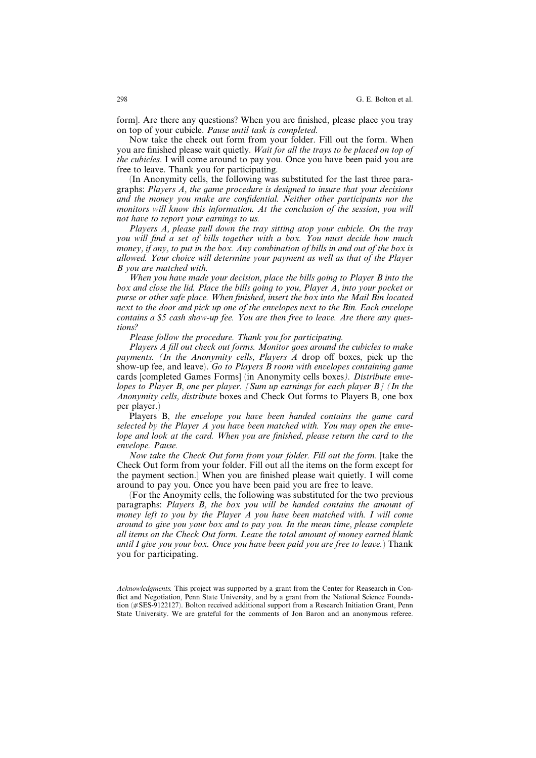form]. Are there any questions? When you are finished, please place you tray on top of your cubicle. *Pause until task is completed*.

Now take the check out form from your folder. Fill out the form. When you are finished please wait quietly. *Wait for all the trays to be placed on top of the cubicles*. I will come around to pay you. Once you have been paid you are free to leave. Thank you for participating.

(In Anonymity cells, the following was substituted for the last three paragraphs: *Players A, the game procedure is designed to insure that your decisions and the money you make are confidential. Neither other participants nor the monitors will know this information. At the conclusion of the session, you will not have to report your earnings to us.*

*Players A, please pull down the tray sitting atop your cubicle. On the tray you will find a set of bills together with a box. You must decide how much money, if any, to put in the box. Any combination of bills in and out of the box is allowed. Your choice will determine your payment as well as that of the Player B you are matched with.*

*When you have made your decision, place the bills going to Player B into the box and close the lid. Place the bills going to you, Player A, into your pocket or purse or other safe place. When finished, insert the box into the Mail Bin located next to the door and pick up one of the envelopes next to the Bin. Each envelope contains a $5 cash show-up fee. You are then free to leave. Are there any questions?*

*Please follow the procedure. Thank you for participating.*

*Players A fill out check out forms. Monitor goes around the cubicles to make payments. (In the Anonymity cells, Players A* drop off boxes, pick up the show-up fee, and leave). *Go to Players B room with envelopes containing game* cards [completed Games Forms] (in Anonymity cells boxes*). Distribute envelopes to Player B, one per player. [Sum up earnings for each player B] (In the Anonymity cells, distribute* boxes and Check Out forms to Players B, one box per player.)

Players B, *the envelope you have been handed contains the game card selected by the Player A you have been matched with. You may open the envelope and look at the card. When you are finished, please return the card to the envelope. Pause.*

*Now take the Check Out form from your folder. Fill out the form.* [take the Check Out form from your folder. Fill out all the items on the form except for the payment section.] When you are finished please wait quietly. I will come around to pay you. Once you have been paid you are free to leave.

(For the Anoymity cells, the following was substituted for the two previous paragraphs: *Players B, the box you will be handed contains the amount of money left to you by the Player A you have been matched with. I will come around to give you your box and to pay you. In the mean time, please complete all items on the Check Out form. Leave the total amount of money earned blank until I give you your box. Once you have been paid you are free to leave.*) Thank you for participating.

*Acknowledgments.* This project was supported by a grant from the Center for Reasearch in Conflict and Negotiation, Penn State University, and by a grant from the National Science Foundation (#SES-9122127). Bolton received additional support from a Research Initiation Grant, Penn State University. We are grateful for the comments of Jon Baron and an anonymous referee.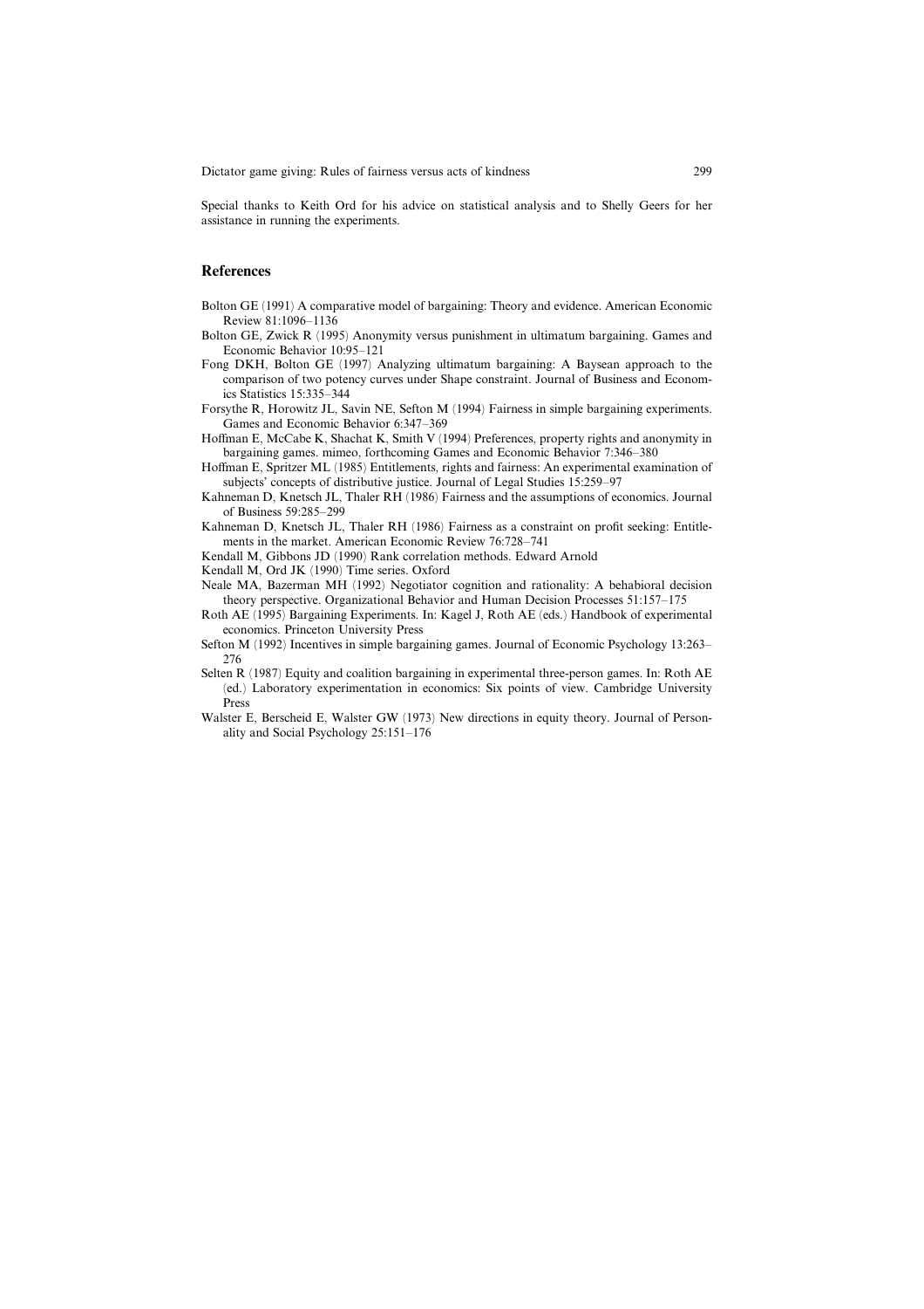Special thanks to Keith Ord for his advice on statistical analysis and to Shelly Geers for her assistance in running the experiments.

## References

Bolton GE (1991) A comparative model of bargaining: Theory and evidence. American Economic Review 81:1096–1136

Bolton GE, Zwick R (1995) Anonymity versus punishment in ultimatum bargaining. Games and Economic Behavior 10:95–121

Fong DKH, Bolton GE (1997) Analyzing ultimatum bargaining: A Baysean approach to the comparison of two potency curves under Shape constraint. Journal of Business and Economics Statistics 15:335–344

Forsythe R, Horowitz JL, Savin NE, Sefton M (1994) Fairness in simple bargaining experiments. Games and Economic Behavior 6:347–369

Hoffman E, McCabe K, Shachat K, Smith V (1994) Preferences, property rights and anonymity in bargaining games. mimeo, forthcoming Games and Economic Behavior 7:346–380

Hoffman E, Spritzer ML (1985) Entitlements, rights and fairness: An experimental examination of subjects' concepts of distributive justice. Journal of Legal Studies 15:259–97

Kahneman D, Knetsch JL, Thaler RH (1986) Fairness and the assumptions of economics. Journal of Business 59:285–299

Kahneman D, Knetsch JL, Thaler RH (1986) Fairness as a constraint on profit seeking: Entitlements in the market. American Economic Review 76:728–741

Kendall M, Gibbons JD (1990) Rank correlation methods. Edward Arnold

Kendall M, Ord JK (1990) Time series. Oxford

Neale MA, Bazerman MH (1992) Negotiator cognition and rationality: A behabioral decision theory perspective. Organizational Behavior and Human Decision Processes 51:157–175

Roth AE (1995) Bargaining Experiments. In: Kagel J, Roth AE (eds.) Handbook of experimental economics. Princeton University Press

Sefton M (1992) Incentives in simple bargaining games. Journal of Economic Psychology 13:263–276

Selten R (1987) Equity and coalition bargaining in experimental three-person games. In: Roth AE (ed.) Laboratory experimentation in economics: Six points of view. Cambridge University Press

Walster E, Berscheid E, Walster GW (1973) New directions in equity theory. Journal of Personality and Social Psychology 25:151–176